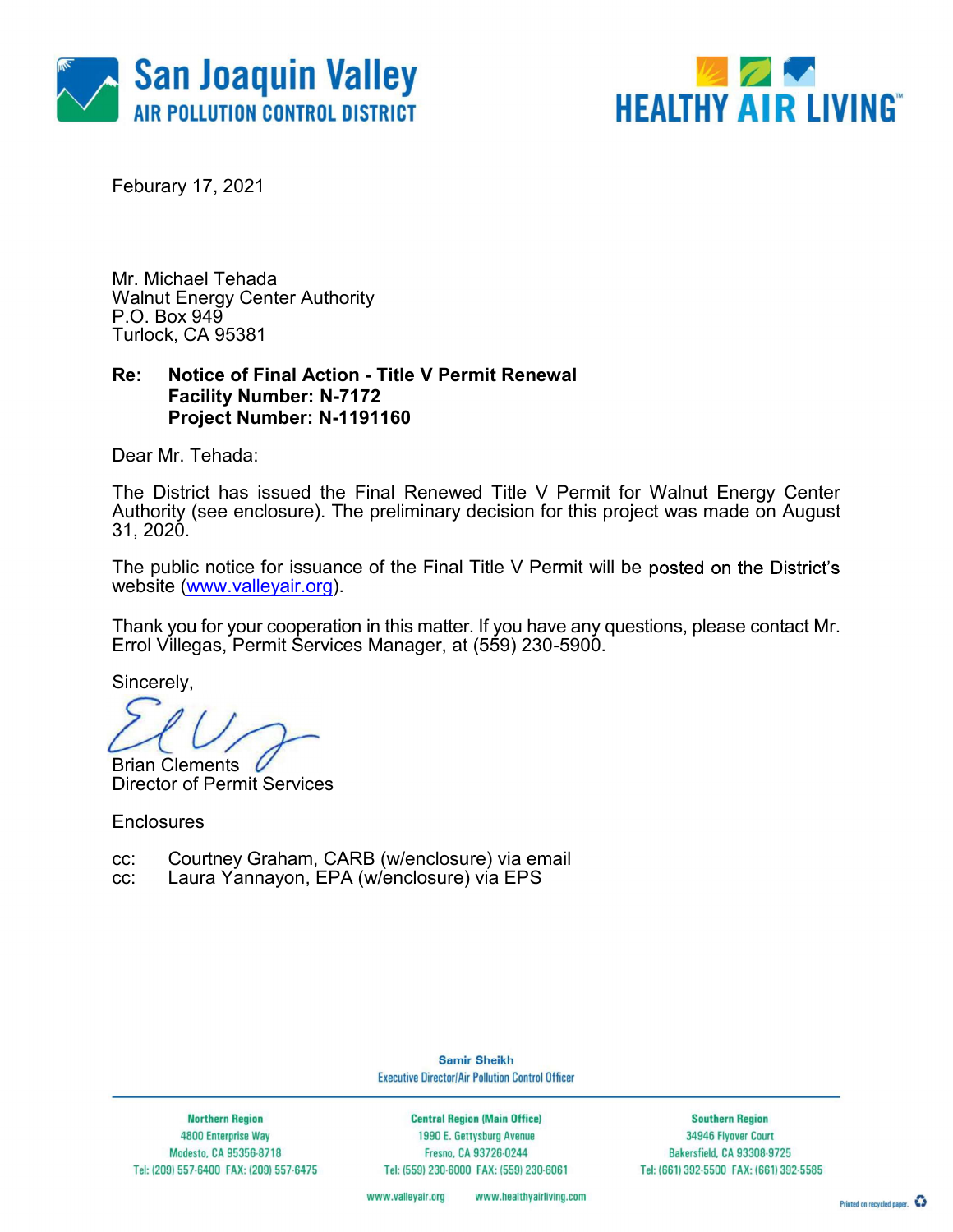San Joaquin Valley
AIR POLLUTION CONTROL DISTRICT

HEALTHY AIR LIVING™

Feburary 17, 2021

Mr. Michael Tehada
Walnut Energy Center Authority
P.O. Box 949
Turlock, CA 95381

**Re: Notice of Final Action - Title V Permit Renewal**
**Facility Number: N-7172**
**Project Number: N-1191160**

Dear Mr. Tehada:

The District has issued the Final Renewed Title V Permit for Walnut Energy Center Authority (see enclosure). The preliminary decision for this project was made on August 31, 2020.

The public notice for issuance of the Final Title V Permit will be posted on the District's website (www.valleyair.org).

Thank you for your cooperation in this matter. If you have any questions, please contact Mr. Errol Villegas, Permit Services Manager, at (559) 230-5900.

Sincerely,

Brian Clements
Director of Permit Services

Enclosures

cc: Courtney Graham, CARB (w/enclosure) via email
cc: Laura Yannayon, EPA (w/enclosure) via EPS

Samir Sheikh
Executive Director/Air Pollution Control Officer

| Northern Region | Central Region (Main Office) | Southern Region |
|---|---|---|
| 4800 Enterprise Way | 1990 E. Gettysburg Avenue | 34946 Flyover Court |
| Modesto, CA 95356-8718 | Fresno, CA 93726-0244 | Bakersfield, CA 93308-9725 |
| Tel: (209) 557-6400 FAX: (209) 557-6475 | Tel: (559) 230-6000 FAX: (559) 230-6061 | Tel: (661) 392-5500 FAX: (661) 392-5585 |

www.valleyair.org www.healthyairliving.com

Printed on recycled paper.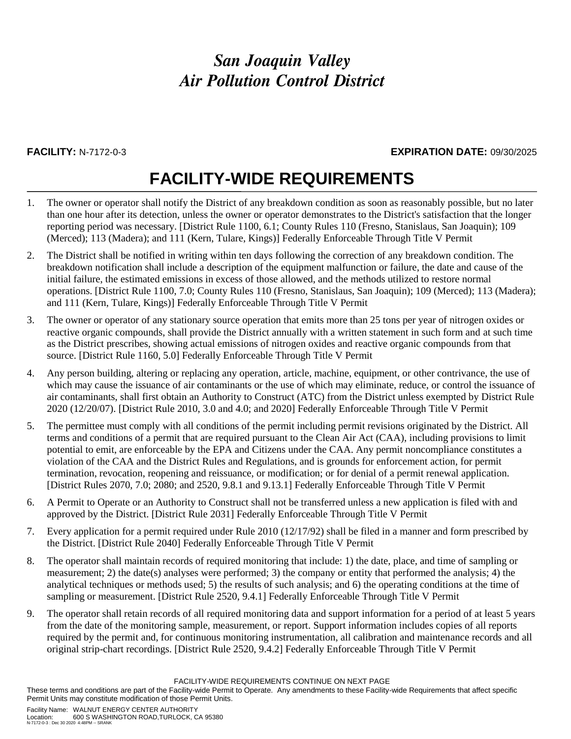# San Joaquin Valley Air Pollution Control District

**FACILITY:** N-7172-0-3 **EXPIRATION DATE:** 09/30/2025

## FACILITY-WIDE REQUIREMENTS

1. The owner or operator shall notify the District of any breakdown condition as soon as reasonably possible, but no later than one hour after its detection, unless the owner or operator demonstrates to the District's satisfaction that the longer reporting period was necessary. [District Rule 1100, 6.1; County Rules 110 (Fresno, Stanislaus, San Joaquin); 109 (Merced); 113 (Madera); and 111 (Kern, Tulare, Kings)] Federally Enforceable Through Title V Permit

2. The District shall be notified in writing within ten days following the correction of any breakdown condition. The breakdown notification shall include a description of the equipment malfunction or failure, the date and cause of the initial failure, the estimated emissions in excess of those allowed, and the methods utilized to restore normal operations. [District Rule 1100, 7.0; County Rules 110 (Fresno, Stanislaus, San Joaquin); 109 (Merced); 113 (Madera); and 111 (Kern, Tulare, Kings)] Federally Enforceable Through Title V Permit

3. The owner or operator of any stationary source operation that emits more than 25 tons per year of nitrogen oxides or reactive organic compounds, shall provide the District annually with a written statement in such form and at such time as the District prescribes, showing actual emissions of nitrogen oxides and reactive organic compounds from that source. [District Rule 1160, 5.0] Federally Enforceable Through Title V Permit

4. Any person building, altering or replacing any operation, article, machine, equipment, or other contrivance, the use of which may cause the issuance of air contaminants or the use of which may eliminate, reduce, or control the issuance of air contaminants, shall first obtain an Authority to Construct (ATC) from the District unless exempted by District Rule 2020 (12/20/07). [District Rule 2010, 3.0 and 4.0; and 2020] Federally Enforceable Through Title V Permit

5. The permittee must comply with all conditions of the permit including permit revisions originated by the District. All terms and conditions of a permit that are required pursuant to the Clean Air Act (CAA), including provisions to limit potential to emit, are enforceable by the EPA and Citizens under the CAA. Any permit noncompliance constitutes a violation of the CAA and the District Rules and Regulations, and is grounds for enforcement action, for permit termination, revocation, reopening and reissuance, or modification; or for denial of a permit renewal application. [District Rules 2070, 7.0; 2080; and 2520, 9.8.1 and 9.13.1] Federally Enforceable Through Title V Permit

6. A Permit to Operate or an Authority to Construct shall not be transferred unless a new application is filed with and approved by the District. [District Rule 2031] Federally Enforceable Through Title V Permit

7. Every application for a permit required under Rule 2010 (12/17/92) shall be filed in a manner and form prescribed by the District. [District Rule 2040] Federally Enforceable Through Title V Permit

8. The operator shall maintain records of required monitoring that include: 1) the date, place, and time of sampling or measurement; 2) the date(s) analyses were performed; 3) the company or entity that performed the analysis; 4) the analytical techniques or methods used; 5) the results of such analysis; and 6) the operating conditions at the time of sampling or measurement. [District Rule 2520, 9.4.1] Federally Enforceable Through Title V Permit

9. The operator shall retain records of all required monitoring data and support information for a period of at least 5 years from the date of the monitoring sample, measurement, or report. Support information includes copies of all reports required by the permit and, for continuous monitoring instrumentation, all calibration and maintenance records and all original strip-chart recordings. [District Rule 2520, 9.4.2] Federally Enforceable Through Title V Permit

FACILITY-WIDE REQUIREMENTS CONTINUE ON NEXT PAGE

These terms and conditions are part of the Facility-wide Permit to Operate. Any amendments to these Facility-wide Requirements that affect specific Permit Units may constitute modification of those Permit Units.

Facility Name: WALNUT ENERGY CENTER AUTHORITY
Location: 600 S WASHINGTON ROAD,TURLOCK, CA 95380
N-7172-0-3 : Dec 30 2020 4:48PM -- SRANK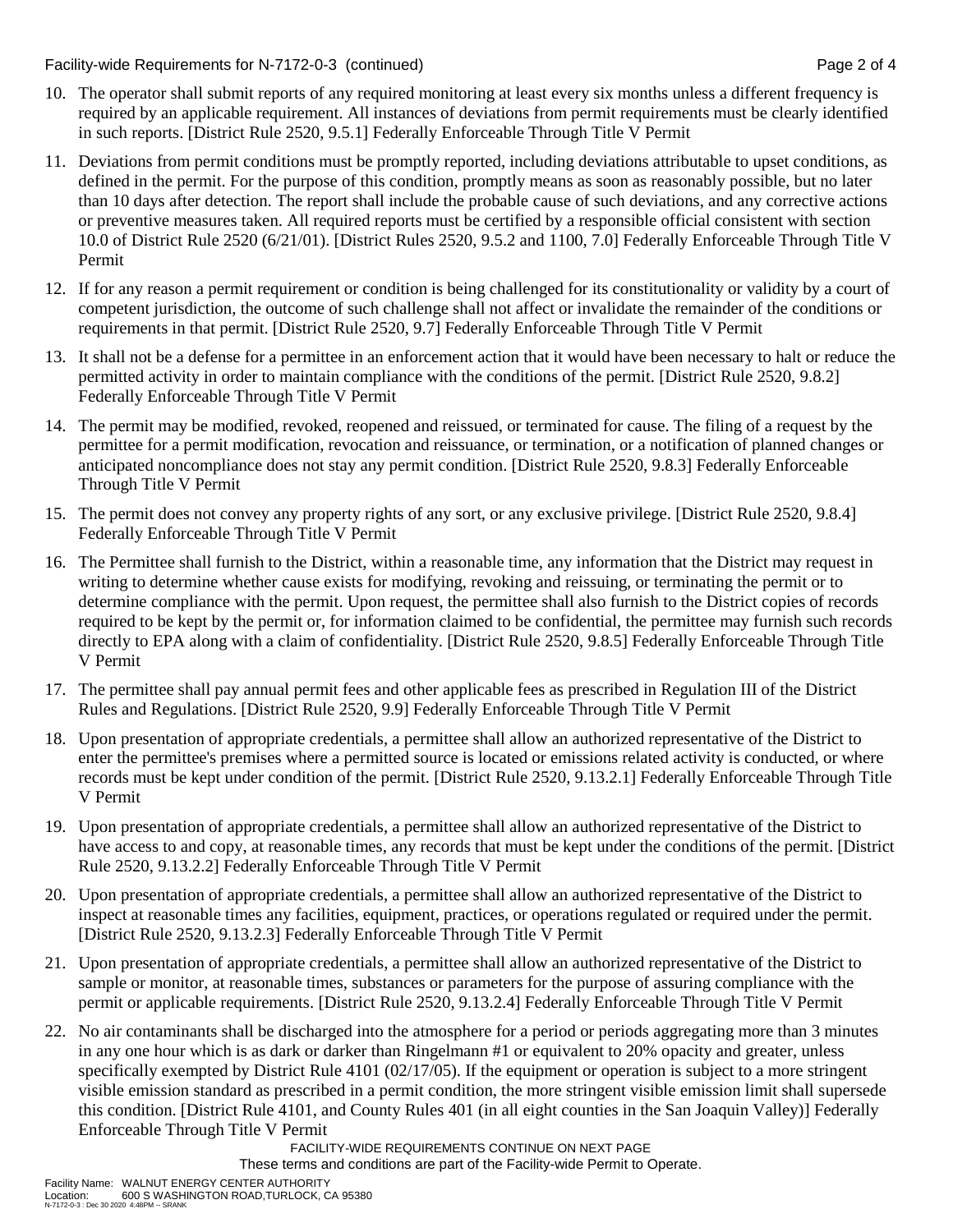10. The operator shall submit reports of any required monitoring at least every six months unless a different frequency is required by an applicable requirement. All instances of deviations from permit requirements must be clearly identified in such reports. [District Rule 2520, 9.5.1] Federally Enforceable Through Title V Permit

11. Deviations from permit conditions must be promptly reported, including deviations attributable to upset conditions, as defined in the permit. For the purpose of this condition, promptly means as soon as reasonably possible, but no later than 10 days after detection. The report shall include the probable cause of such deviations, and any corrective actions or preventive measures taken. All required reports must be certified by a responsible official consistent with section 10.0 of District Rule 2520 (6/21/01). [District Rules 2520, 9.5.2 and 1100, 7.0] Federally Enforceable Through Title V Permit

12. If for any reason a permit requirement or condition is being challenged for its constitutionality or validity by a court of competent jurisdiction, the outcome of such challenge shall not affect or invalidate the remainder of the conditions or requirements in that permit. [District Rule 2520, 9.7] Federally Enforceable Through Title V Permit

13. It shall not be a defense for a permittee in an enforcement action that it would have been necessary to halt or reduce the permitted activity in order to maintain compliance with the conditions of the permit. [District Rule 2520, 9.8.2] Federally Enforceable Through Title V Permit

14. The permit may be modified, revoked, reopened and reissued, or terminated for cause. The filing of a request by the permittee for a permit modification, revocation and reissuance, or termination, or a notification of planned changes or anticipated noncompliance does not stay any permit condition. [District Rule 2520, 9.8.3] Federally Enforceable Through Title V Permit

15. The permit does not convey any property rights of any sort, or any exclusive privilege. [District Rule 2520, 9.8.4] Federally Enforceable Through Title V Permit

16. The Permittee shall furnish to the District, within a reasonable time, any information that the District may request in writing to determine whether cause exists for modifying, revoking and reissuing, or terminating the permit or to determine compliance with the permit. Upon request, the permittee shall also furnish to the District copies of records required to be kept by the permit or, for information claimed to be confidential, the permittee may furnish such records directly to EPA along with a claim of confidentiality. [District Rule 2520, 9.8.5] Federally Enforceable Through Title V Permit

17. The permittee shall pay annual permit fees and other applicable fees as prescribed in Regulation III of the District Rules and Regulations. [District Rule 2520, 9.9] Federally Enforceable Through Title V Permit

18. Upon presentation of appropriate credentials, a permittee shall allow an authorized representative of the District to enter the permittee's premises where a permitted source is located or emissions related activity is conducted, or where records must be kept under condition of the permit. [District Rule 2520, 9.13.2.1] Federally Enforceable Through Title V Permit

19. Upon presentation of appropriate credentials, a permittee shall allow an authorized representative of the District to have access to and copy, at reasonable times, any records that must be kept under the conditions of the permit. [District Rule 2520, 9.13.2.2] Federally Enforceable Through Title V Permit

20. Upon presentation of appropriate credentials, a permittee shall allow an authorized representative of the District to inspect at reasonable times any facilities, equipment, practices, or operations regulated or required under the permit. [District Rule 2520, 9.13.2.3] Federally Enforceable Through Title V Permit

21. Upon presentation of appropriate credentials, a permittee shall allow an authorized representative of the District to sample or monitor, at reasonable times, substances or parameters for the purpose of assuring compliance with the permit or applicable requirements. [District Rule 2520, 9.13.2.4] Federally Enforceable Through Title V Permit

22. No air contaminants shall be discharged into the atmosphere for a period or periods aggregating more than 3 minutes in any one hour which is as dark or darker than Ringelmann #1 or equivalent to 20% opacity and greater, unless specifically exempted by District Rule 4101 (02/17/05). If the equipment or operation is subject to a more stringent visible emission standard as prescribed in a permit condition, the more stringent visible emission limit shall supersede this condition. [District Rule 4101, and County Rules 401 (in all eight counties in the San Joaquin Valley)] Federally Enforceable Through Title V Permit

FACILITY-WIDE REQUIREMENTS CONTINUE ON NEXT PAGE

These terms and conditions are part of the Facility-wide Permit to Operate.

Facility Name: WALNUT ENERGY CENTER AUTHORITY
Location: 600 S WASHINGTON ROAD,TURLOCK, CA 95380
N-7172-0-3 : Dec 30 2020 4:48PM -- SRANK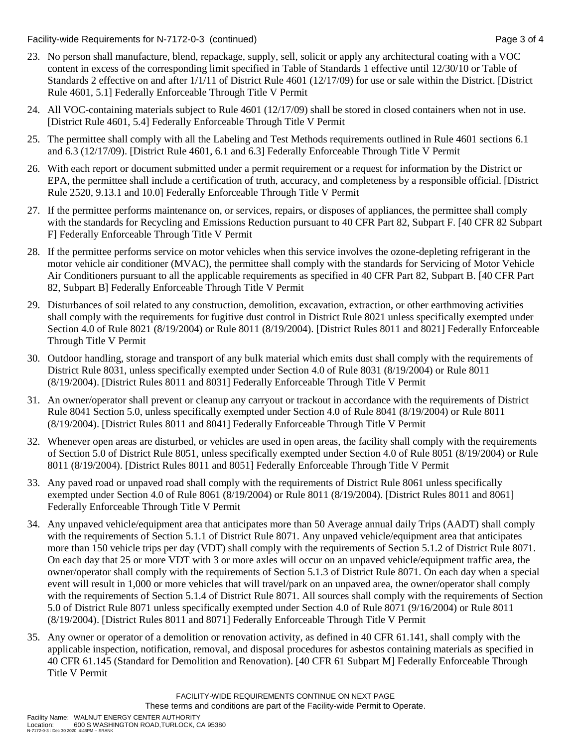23. No person shall manufacture, blend, repackage, supply, sell, solicit or apply any architectural coating with a VOC content in excess of the corresponding limit specified in Table of Standards 1 effective until 12/30/10 or Table of Standards 2 effective on and after 1/1/11 of District Rule 4601 (12/17/09) for use or sale within the District. [District Rule 4601, 5.1] Federally Enforceable Through Title V Permit

24. All VOC-containing materials subject to Rule 4601 (12/17/09) shall be stored in closed containers when not in use. [District Rule 4601, 5.4] Federally Enforceable Through Title V Permit

25. The permittee shall comply with all the Labeling and Test Methods requirements outlined in Rule 4601 sections 6.1 and 6.3 (12/17/09). [District Rule 4601, 6.1 and 6.3] Federally Enforceable Through Title V Permit

26. With each report or document submitted under a permit requirement or a request for information by the District or EPA, the permittee shall include a certification of truth, accuracy, and completeness by a responsible official. [District Rule 2520, 9.13.1 and 10.0] Federally Enforceable Through Title V Permit

27. If the permittee performs maintenance on, or services, repairs, or disposes of appliances, the permittee shall comply with the standards for Recycling and Emissions Reduction pursuant to 40 CFR Part 82, Subpart F. [40 CFR 82 Subpart F] Federally Enforceable Through Title V Permit

28. If the permittee performs service on motor vehicles when this service involves the ozone-depleting refrigerant in the motor vehicle air conditioner (MVAC), the permittee shall comply with the standards for Servicing of Motor Vehicle Air Conditioners pursuant to all the applicable requirements as specified in 40 CFR Part 82, Subpart B. [40 CFR Part 82, Subpart B] Federally Enforceable Through Title V Permit

29. Disturbances of soil related to any construction, demolition, excavation, extraction, or other earthmoving activities shall comply with the requirements for fugitive dust control in District Rule 8021 unless specifically exempted under Section 4.0 of Rule 8021 (8/19/2004) or Rule 8011 (8/19/2004). [District Rules 8011 and 8021] Federally Enforceable Through Title V Permit

30. Outdoor handling, storage and transport of any bulk material which emits dust shall comply with the requirements of District Rule 8031, unless specifically exempted under Section 4.0 of Rule 8031 (8/19/2004) or Rule 8011 (8/19/2004). [District Rules 8011 and 8031] Federally Enforceable Through Title V Permit

31. An owner/operator shall prevent or cleanup any carryout or trackout in accordance with the requirements of District Rule 8041 Section 5.0, unless specifically exempted under Section 4.0 of Rule 8041 (8/19/2004) or Rule 8011 (8/19/2004). [District Rules 8011 and 8041] Federally Enforceable Through Title V Permit

32. Whenever open areas are disturbed, or vehicles are used in open areas, the facility shall comply with the requirements of Section 5.0 of District Rule 8051, unless specifically exempted under Section 4.0 of Rule 8051 (8/19/2004) or Rule 8011 (8/19/2004). [District Rules 8011 and 8051] Federally Enforceable Through Title V Permit

33. Any paved road or unpaved road shall comply with the requirements of District Rule 8061 unless specifically exempted under Section 4.0 of Rule 8061 (8/19/2004) or Rule 8011 (8/19/2004). [District Rules 8011 and 8061] Federally Enforceable Through Title V Permit

34. Any unpaved vehicle/equipment area that anticipates more than 50 Average annual daily Trips (AADT) shall comply with the requirements of Section 5.1.1 of District Rule 8071. Any unpaved vehicle/equipment area that anticipates more than 150 vehicle trips per day (VDT) shall comply with the requirements of Section 5.1.2 of District Rule 8071. On each day that 25 or more VDT with 3 or more axles will occur on an unpaved vehicle/equipment traffic area, the owner/operator shall comply with the requirements of Section 5.1.3 of District Rule 8071. On each day when a special event will result in 1,000 or more vehicles that will travel/park on an unpaved area, the owner/operator shall comply with the requirements of Section 5.1.4 of District Rule 8071. All sources shall comply with the requirements of Section 5.0 of District Rule 8071 unless specifically exempted under Section 4.0 of Rule 8071 (9/16/2004) or Rule 8011 (8/19/2004). [District Rules 8011 and 8071] Federally Enforceable Through Title V Permit

35. Any owner or operator of a demolition or renovation activity, as defined in 40 CFR 61.141, shall comply with the applicable inspection, notification, removal, and disposal procedures for asbestos containing materials as specified in 40 CFR 61.145 (Standard for Demolition and Renovation). [40 CFR 61 Subpart M] Federally Enforceable Through Title V Permit

FACILITY-WIDE REQUIREMENTS CONTINUE ON NEXT PAGE

These terms and conditions are part of the Facility-wide Permit to Operate.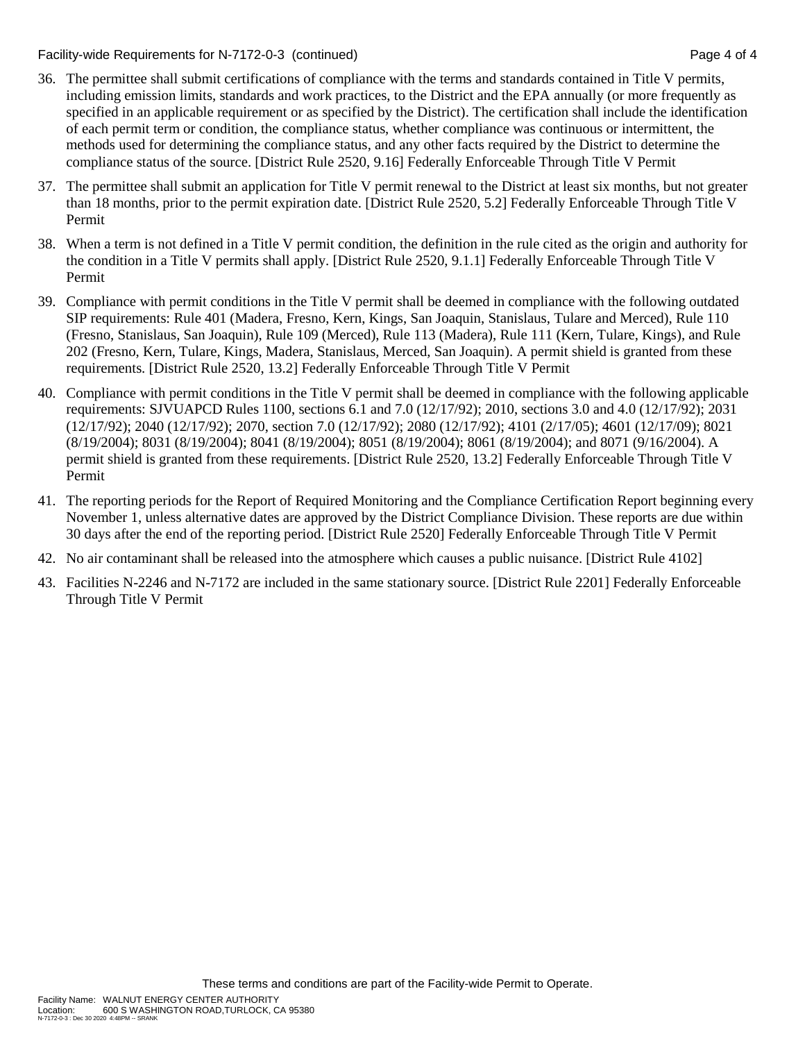36. The permittee shall submit certifications of compliance with the terms and standards contained in Title V permits, including emission limits, standards and work practices, to the District and the EPA annually (or more frequently as specified in an applicable requirement or as specified by the District). The certification shall include the identification of each permit term or condition, the compliance status, whether compliance was continuous or intermittent, the methods used for determining the compliance status, and any other facts required by the District to determine the compliance status of the source. [District Rule 2520, 9.16] Federally Enforceable Through Title V Permit

37. The permittee shall submit an application for Title V permit renewal to the District at least six months, but not greater than 18 months, prior to the permit expiration date. [District Rule 2520, 5.2] Federally Enforceable Through Title V Permit

38. When a term is not defined in a Title V permit condition, the definition in the rule cited as the origin and authority for the condition in a Title V permits shall apply. [District Rule 2520, 9.1.1] Federally Enforceable Through Title V Permit

39. Compliance with permit conditions in the Title V permit shall be deemed in compliance with the following outdated SIP requirements: Rule 401 (Madera, Fresno, Kern, Kings, San Joaquin, Stanislaus, Tulare and Merced), Rule 110 (Fresno, Stanislaus, San Joaquin), Rule 109 (Merced), Rule 113 (Madera), Rule 111 (Kern, Tulare, Kings), and Rule 202 (Fresno, Kern, Tulare, Kings, Madera, Stanislaus, Merced, San Joaquin). A permit shield is granted from these requirements. [District Rule 2520, 13.2] Federally Enforceable Through Title V Permit

40. Compliance with permit conditions in the Title V permit shall be deemed in compliance with the following applicable requirements: SJVUAPCD Rules 1100, sections 6.1 and 7.0 (12/17/92); 2010, sections 3.0 and 4.0 (12/17/92); 2031 (12/17/92); 2040 (12/17/92); 2070, section 7.0 (12/17/92); 2080 (12/17/92); 4101 (2/17/05); 4601 (12/17/09); 8021 (8/19/2004); 8031 (8/19/2004); 8041 (8/19/2004); 8051 (8/19/2004); 8061 (8/19/2004); and 8071 (9/16/2004). A permit shield is granted from these requirements. [District Rule 2520, 13.2] Federally Enforceable Through Title V Permit

41. The reporting periods for the Report of Required Monitoring and the Compliance Certification Report beginning every November 1, unless alternative dates are approved by the District Compliance Division. These reports are due within 30 days after the end of the reporting period. [District Rule 2520] Federally Enforceable Through Title V Permit

42. No air contaminant shall be released into the atmosphere which causes a public nuisance. [District Rule 4102]

43. Facilities N-2246 and N-7172 are included in the same stationary source. [District Rule 2201] Federally Enforceable Through Title V Permit

These terms and conditions are part of the Facility-wide Permit to Operate.

Facility Name: WALNUT ENERGY CENTER AUTHORITY
Location: 600 S WASHINGTON ROAD,TURLOCK, CA 95380
N-7172-0-3 : Dec 30 2020 4:48PM -- SRANK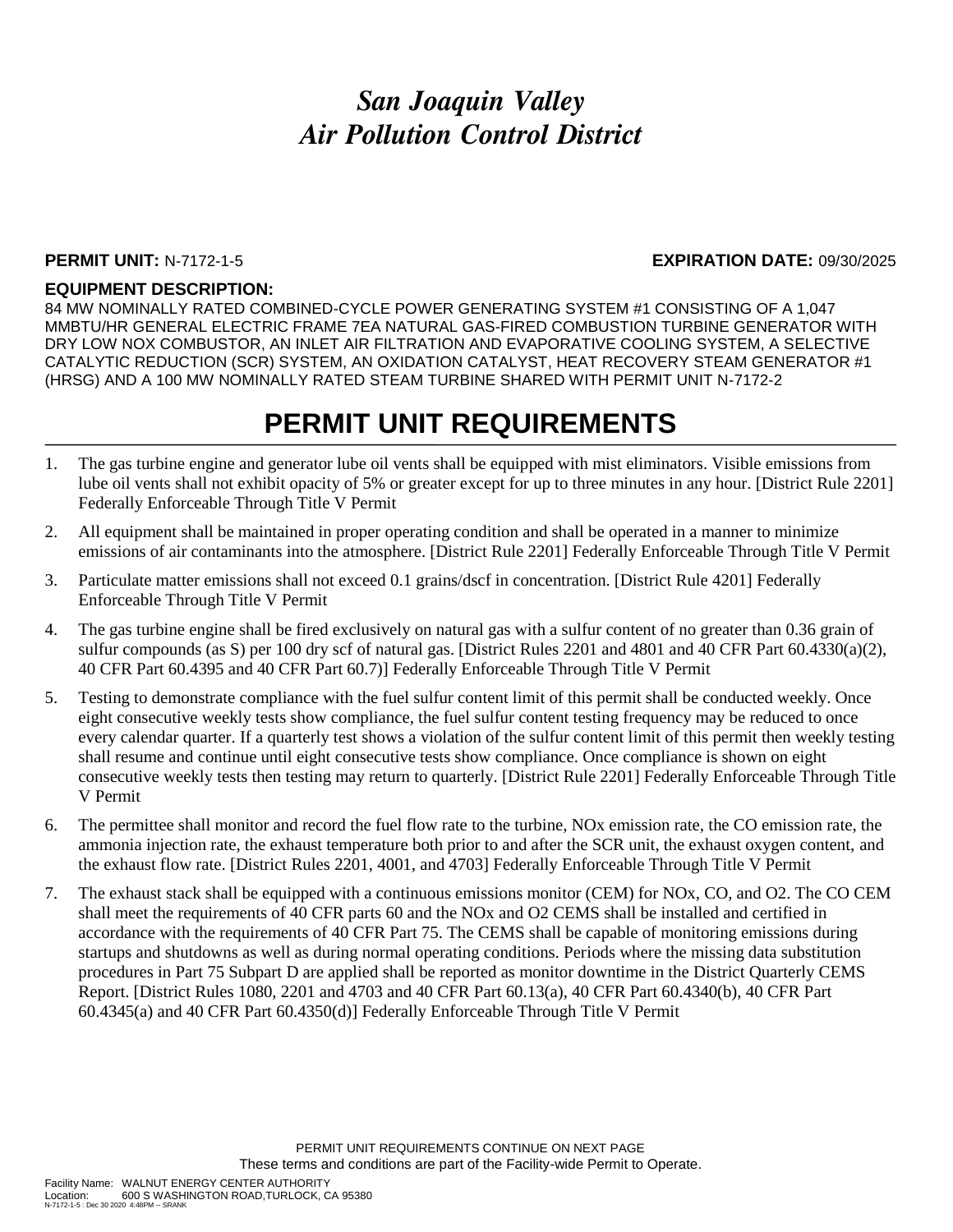# *San Joaquin Valley Air Pollution Control District*

**PERMIT UNIT:** N-7172-1-5 **EXPIRATION DATE:** 09/30/2025

**EQUIPMENT DESCRIPTION:**

84 MW NOMINALLY RATED COMBINED-CYCLE POWER GENERATING SYSTEM #1 CONSISTING OF A 1,047 MMBTU/HR GENERAL ELECTRIC FRAME 7EA NATURAL GAS-FIRED COMBUSTION TURBINE GENERATOR WITH DRY LOW NOX COMBUSTOR, AN INLET AIR FILTRATION AND EVAPORATIVE COOLING SYSTEM, A SELECTIVE CATALYTIC REDUCTION (SCR) SYSTEM, AN OXIDATION CATALYST, HEAT RECOVERY STEAM GENERATOR #1 (HRSG) AND A 100 MW NOMINALLY RATED STEAM TURBINE SHARED WITH PERMIT UNIT N-7172-2

## PERMIT UNIT REQUIREMENTS

1. The gas turbine engine and generator lube oil vents shall be equipped with mist eliminators. Visible emissions from lube oil vents shall not exhibit opacity of 5% or greater except for up to three minutes in any hour. [District Rule 2201] Federally Enforceable Through Title V Permit
2. All equipment shall be maintained in proper operating condition and shall be operated in a manner to minimize emissions of air contaminants into the atmosphere. [District Rule 2201] Federally Enforceable Through Title V Permit
3. Particulate matter emissions shall not exceed 0.1 grains/dscf in concentration. [District Rule 4201] Federally Enforceable Through Title V Permit
4. The gas turbine engine shall be fired exclusively on natural gas with a sulfur content of no greater than 0.36 grain of sulfur compounds (as S) per 100 dry scf of natural gas. [District Rules 2201 and 4801 and 40 CFR Part 60.4330(a)(2), 40 CFR Part 60.4395 and 40 CFR Part 60.7)] Federally Enforceable Through Title V Permit
5. Testing to demonstrate compliance with the fuel sulfur content limit of this permit shall be conducted weekly. Once eight consecutive weekly tests show compliance, the fuel sulfur content testing frequency may be reduced to once every calendar quarter. If a quarterly test shows a violation of the sulfur content limit of this permit then weekly testing shall resume and continue until eight consecutive tests show compliance. Once compliance is shown on eight consecutive weekly tests then testing may return to quarterly. [District Rule 2201] Federally Enforceable Through Title V Permit
6. The permittee shall monitor and record the fuel flow rate to the turbine, NOx emission rate, the CO emission rate, the ammonia injection rate, the exhaust temperature both prior to and after the SCR unit, the exhaust oxygen content, and the exhaust flow rate. [District Rules 2201, 4001, and 4703] Federally Enforceable Through Title V Permit
7. The exhaust stack shall be equipped with a continuous emissions monitor (CEM) for NOx, CO, and O2. The CO CEM shall meet the requirements of 40 CFR parts 60 and the NOx and O2 CEMS shall be installed and certified in accordance with the requirements of 40 CFR Part 75. The CEMS shall be capable of monitoring emissions during startups and shutdowns as well as during normal operating conditions. Periods where the missing data substitution procedures in Part 75 Subpart D are applied shall be reported as monitor downtime in the District Quarterly CEMS Report. [District Rules 1080, 2201 and 4703 and 40 CFR Part 60.13(a), 40 CFR Part 60.4340(b), 40 CFR Part 60.4345(a) and 40 CFR Part 60.4350(d)] Federally Enforceable Through Title V Permit

PERMIT UNIT REQUIREMENTS CONTINUE ON NEXT PAGE

These terms and conditions are part of the Facility-wide Permit to Operate.

Facility Name: WALNUT ENERGY CENTER AUTHORITY
Location: 600 S WASHINGTON ROAD,TURLOCK, CA 95380
N-7172-1-5 : Dec 30 2020 4:48PM -- SRANK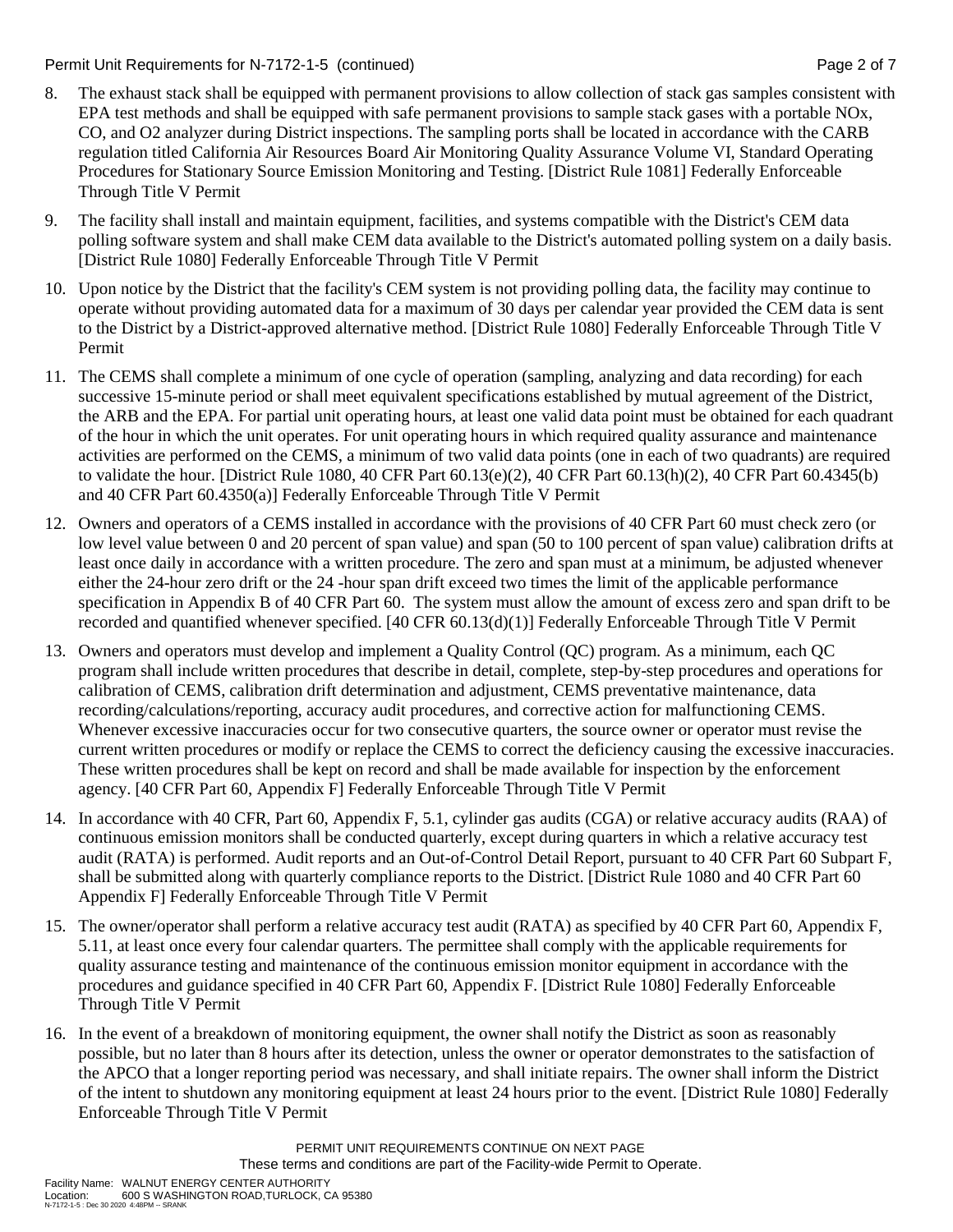8. The exhaust stack shall be equipped with permanent provisions to allow collection of stack gas samples consistent with EPA test methods and shall be equipped with safe permanent provisions to sample stack gases with a portable NOx, CO, and O2 analyzer during District inspections. The sampling ports shall be located in accordance with the CARB regulation titled California Air Resources Board Air Monitoring Quality Assurance Volume VI, Standard Operating Procedures for Stationary Source Emission Monitoring and Testing. [District Rule 1081] Federally Enforceable Through Title V Permit

9. The facility shall install and maintain equipment, facilities, and systems compatible with the District's CEM data polling software system and shall make CEM data available to the District's automated polling system on a daily basis. [District Rule 1080] Federally Enforceable Through Title V Permit

10. Upon notice by the District that the facility's CEM system is not providing polling data, the facility may continue to operate without providing automated data for a maximum of 30 days per calendar year provided the CEM data is sent to the District by a District-approved alternative method. [District Rule 1080] Federally Enforceable Through Title V Permit

11. The CEMS shall complete a minimum of one cycle of operation (sampling, analyzing and data recording) for each successive 15-minute period or shall meet equivalent specifications established by mutual agreement of the District, the ARB and the EPA. For partial unit operating hours, at least one valid data point must be obtained for each quadrant of the hour in which the unit operates. For unit operating hours in which required quality assurance and maintenance activities are performed on the CEMS, a minimum of two valid data points (one in each of two quadrants) are required to validate the hour. [District Rule 1080, 40 CFR Part 60.13(e)(2), 40 CFR Part 60.13(h)(2), 40 CFR Part 60.4345(b) and 40 CFR Part 60.4350(a)] Federally Enforceable Through Title V Permit

12. Owners and operators of a CEMS installed in accordance with the provisions of 40 CFR Part 60 must check zero (or low level value between 0 and 20 percent of span value) and span (50 to 100 percent of span value) calibration drifts at least once daily in accordance with a written procedure. The zero and span must at a minimum, be adjusted whenever either the 24-hour zero drift or the 24 -hour span drift exceed two times the limit of the applicable performance specification in Appendix B of 40 CFR Part 60. The system must allow the amount of excess zero and span drift to be recorded and quantified whenever specified. [40 CFR 60.13(d)(1)] Federally Enforceable Through Title V Permit

13. Owners and operators must develop and implement a Quality Control (QC) program. As a minimum, each QC program shall include written procedures that describe in detail, complete, step-by-step procedures and operations for calibration of CEMS, calibration drift determination and adjustment, CEMS preventative maintenance, data recording/calculations/reporting, accuracy audit procedures, and corrective action for malfunctioning CEMS. Whenever excessive inaccuracies occur for two consecutive quarters, the source owner or operator must revise the current written procedures or modify or replace the CEMS to correct the deficiency causing the excessive inaccuracies. These written procedures shall be kept on record and shall be made available for inspection by the enforcement agency. [40 CFR Part 60, Appendix F] Federally Enforceable Through Title V Permit

14. In accordance with 40 CFR, Part 60, Appendix F, 5.1, cylinder gas audits (CGA) or relative accuracy audits (RAA) of continuous emission monitors shall be conducted quarterly, except during quarters in which a relative accuracy test audit (RATA) is performed. Audit reports and an Out-of-Control Detail Report, pursuant to 40 CFR Part 60 Subpart F, shall be submitted along with quarterly compliance reports to the District. [District Rule 1080 and 40 CFR Part 60 Appendix F] Federally Enforceable Through Title V Permit

15. The owner/operator shall perform a relative accuracy test audit (RATA) as specified by 40 CFR Part 60, Appendix F, 5.11, at least once every four calendar quarters. The permittee shall comply with the applicable requirements for quality assurance testing and maintenance of the continuous emission monitor equipment in accordance with the procedures and guidance specified in 40 CFR Part 60, Appendix F. [District Rule 1080] Federally Enforceable Through Title V Permit

16. In the event of a breakdown of monitoring equipment, the owner shall notify the District as soon as reasonably possible, but no later than 8 hours after its detection, unless the owner or operator demonstrates to the satisfaction of the APCO that a longer reporting period was necessary, and shall initiate repairs. The owner shall inform the District of the intent to shutdown any monitoring equipment at least 24 hours prior to the event. [District Rule 1080] Federally Enforceable Through Title V Permit

PERMIT UNIT REQUIREMENTS CONTINUE ON NEXT PAGE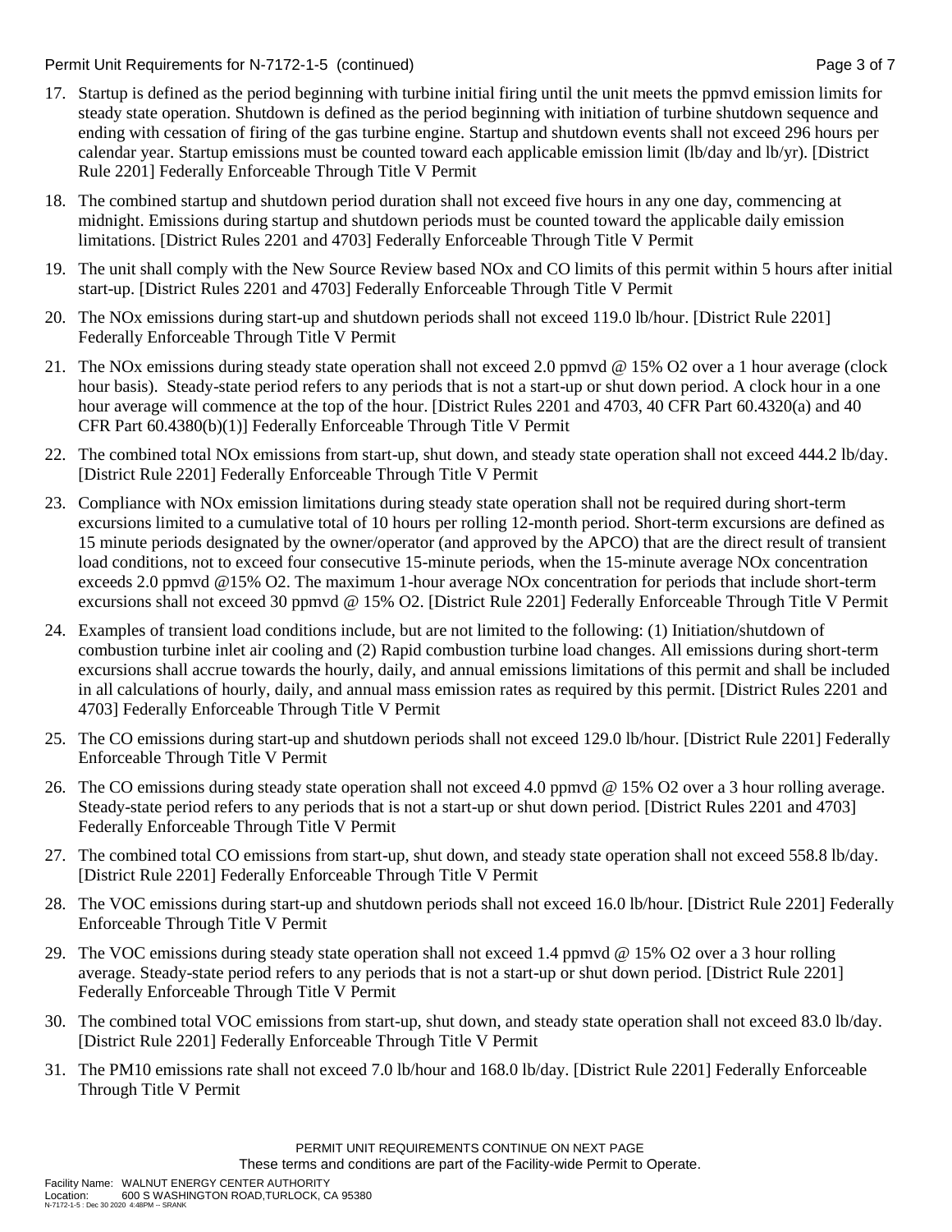17. Startup is defined as the period beginning with turbine initial firing until the unit meets the ppmvd emission limits for steady state operation. Shutdown is defined as the period beginning with initiation of turbine shutdown sequence and ending with cessation of firing of the gas turbine engine. Startup and shutdown events shall not exceed 296 hours per calendar year. Startup emissions must be counted toward each applicable emission limit (lb/day and lb/yr). [District Rule 2201] Federally Enforceable Through Title V Permit

18. The combined startup and shutdown period duration shall not exceed five hours in any one day, commencing at midnight. Emissions during startup and shutdown periods must be counted toward the applicable daily emission limitations. [District Rules 2201 and 4703] Federally Enforceable Through Title V Permit

19. The unit shall comply with the New Source Review based NOx and CO limits of this permit within 5 hours after initial start-up. [District Rules 2201 and 4703] Federally Enforceable Through Title V Permit

20. The NOx emissions during start-up and shutdown periods shall not exceed 119.0 lb/hour. [District Rule 2201] Federally Enforceable Through Title V Permit

21. The NOx emissions during steady state operation shall not exceed 2.0 ppmvd @ 15% O2 over a 1 hour average (clock hour basis). Steady-state period refers to any periods that is not a start-up or shut down period. A clock hour in a one hour average will commence at the top of the hour. [District Rules 2201 and 4703, 40 CFR Part 60.4320(a) and 40 CFR Part 60.4380(b)(1)] Federally Enforceable Through Title V Permit

22. The combined total NOx emissions from start-up, shut down, and steady state operation shall not exceed 444.2 lb/day. [District Rule 2201] Federally Enforceable Through Title V Permit

23. Compliance with NOx emission limitations during steady state operation shall not be required during short-term excursions limited to a cumulative total of 10 hours per rolling 12-month period. Short-term excursions are defined as 15 minute periods designated by the owner/operator (and approved by the APCO) that are the direct result of transient load conditions, not to exceed four consecutive 15-minute periods, when the 15-minute average NOx concentration exceeds 2.0 ppmvd @15% O2. The maximum 1-hour average NOx concentration for periods that include short-term excursions shall not exceed 30 ppmvd @ 15% O2. [District Rule 2201] Federally Enforceable Through Title V Permit

24. Examples of transient load conditions include, but are not limited to the following: (1) Initiation/shutdown of combustion turbine inlet air cooling and (2) Rapid combustion turbine load changes. All emissions during short-term excursions shall accrue towards the hourly, daily, and annual emissions limitations of this permit and shall be included in all calculations of hourly, daily, and annual mass emission rates as required by this permit. [District Rules 2201 and 4703] Federally Enforceable Through Title V Permit

25. The CO emissions during start-up and shutdown periods shall not exceed 129.0 lb/hour. [District Rule 2201] Federally Enforceable Through Title V Permit

26. The CO emissions during steady state operation shall not exceed 4.0 ppmvd @ 15% O2 over a 3 hour rolling average. Steady-state period refers to any periods that is not a start-up or shut down period. [District Rules 2201 and 4703] Federally Enforceable Through Title V Permit

27. The combined total CO emissions from start-up, shut down, and steady state operation shall not exceed 558.8 lb/day. [District Rule 2201] Federally Enforceable Through Title V Permit

28. The VOC emissions during start-up and shutdown periods shall not exceed 16.0 lb/hour. [District Rule 2201] Federally Enforceable Through Title V Permit

29. The VOC emissions during steady state operation shall not exceed 1.4 ppmvd @ 15% O2 over a 3 hour rolling average. Steady-state period refers to any periods that is not a start-up or shut down period. [District Rule 2201] Federally Enforceable Through Title V Permit

30. The combined total VOC emissions from start-up, shut down, and steady state operation shall not exceed 83.0 lb/day. [District Rule 2201] Federally Enforceable Through Title V Permit

31. The PM10 emissions rate shall not exceed 7.0 lb/hour and 168.0 lb/day. [District Rule 2201] Federally Enforceable Through Title V Permit

PERMIT UNIT REQUIREMENTS CONTINUE ON NEXT PAGE
These terms and conditions are part of the Facility-wide Permit to Operate.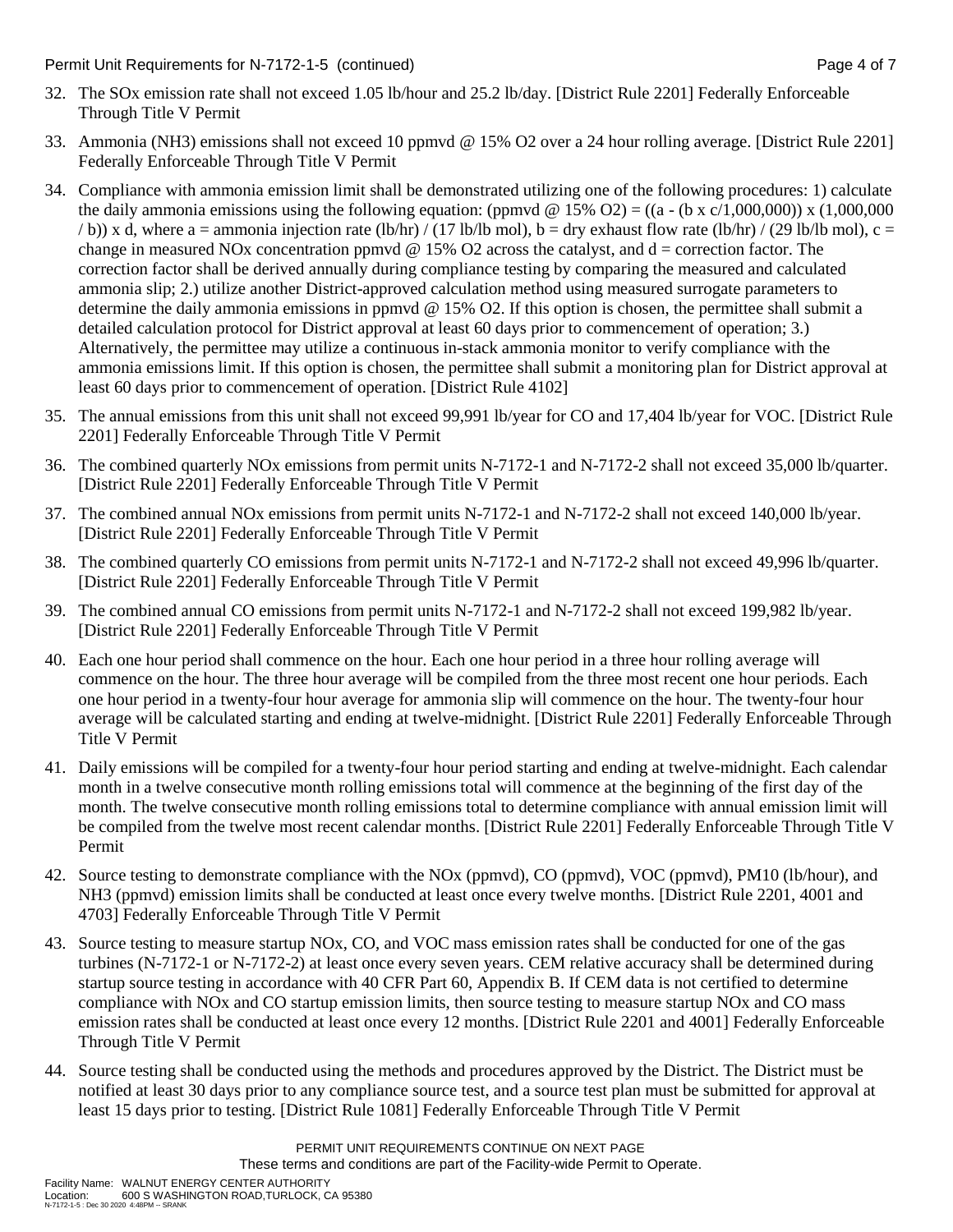32. The SOx emission rate shall not exceed 1.05 lb/hour and 25.2 lb/day. [District Rule 2201] Federally Enforceable Through Title V Permit

33. Ammonia ($NH_3$) emissions shall not exceed 10 ppmvd @ 15% $O_2$ over a 24 hour rolling average. [District Rule 2201] Federally Enforceable Through Title V Permit

34. Compliance with ammonia emission limit shall be demonstrated utilizing one of the following procedures: 1) calculate the daily ammonia emissions using the following equation: (ppmvd @ 15% $O_2$) = ((a - (b x c/1,000,000)) x (1,000,000 / b)) x d, where a = ammonia injection rate (lb/hr) / (17 lb/lb mol), b = dry exhaust flow rate (lb/hr) / (29 lb/lb mol), c = change in measured NOx concentration ppmvd @ 15% $O_2$ across the catalyst, and d = correction factor. The correction factor shall be derived annually during compliance testing by comparing the measured and calculated ammonia slip; 2.) utilize another District-approved calculation method using measured surrogate parameters to determine the daily ammonia emissions in ppmvd @ 15% $O_2$. If this option is chosen, the permittee shall submit a detailed calculation protocol for District approval at least 60 days prior to commencement of operation; 3.) Alternatively, the permittee may utilize a continuous in-stack ammonia monitor to verify compliance with the ammonia emissions limit. If this option is chosen, the permittee shall submit a monitoring plan for District approval at least 60 days prior to commencement of operation. [District Rule 4102]

35. The annual emissions from this unit shall not exceed 99,991 lb/year for CO and 17,404 lb/year for VOC. [District Rule 2201] Federally Enforceable Through Title V Permit

36. The combined quarterly NOx emissions from permit units N-7172-1 and N-7172-2 shall not exceed 35,000 lb/quarter. [District Rule 2201] Federally Enforceable Through Title V Permit

37. The combined annual NOx emissions from permit units N-7172-1 and N-7172-2 shall not exceed 140,000 lb/year. [District Rule 2201] Federally Enforceable Through Title V Permit

38. The combined quarterly CO emissions from permit units N-7172-1 and N-7172-2 shall not exceed 49,996 lb/quarter. [District Rule 2201] Federally Enforceable Through Title V Permit

39. The combined annual CO emissions from permit units N-7172-1 and N-7172-2 shall not exceed 199,982 lb/year. [District Rule 2201] Federally Enforceable Through Title V Permit

40. Each one hour period shall commence on the hour. Each one hour period in a three hour rolling average will commence on the hour. The three hour average will be compiled from the three most recent one hour periods. Each one hour period in a twenty-four hour average for ammonia slip will commence on the hour. The twenty-four hour average will be calculated starting and ending at twelve-midnight. [District Rule 2201] Federally Enforceable Through Title V Permit

41. Daily emissions will be compiled for a twenty-four hour period starting and ending at twelve-midnight. Each calendar month in a twelve consecutive month rolling emissions total will commence at the beginning of the first day of the month. The twelve consecutive month rolling emissions total to determine compliance with annual emission limit will be compiled from the twelve most recent calendar months. [District Rule 2201] Federally Enforceable Through Title V Permit

42. Source testing to demonstrate compliance with the NOx (ppmvd), CO (ppmvd), VOC (ppmvd), PM10 (lb/hour), and NH3 (ppmvd) emission limits shall be conducted at least once every twelve months. [District Rule 2201, 4001 and 4703] Federally Enforceable Through Title V Permit

43. Source testing to measure startup NOx, CO, and VOC mass emission rates shall be conducted for one of the gas turbines (N-7172-1 or N-7172-2) at least once every seven years. CEM relative accuracy shall be determined during startup source testing in accordance with 40 CFR Part 60, Appendix B. If CEM data is not certified to determine compliance with NOx and CO startup emission limits, then source testing to measure startup NOx and CO mass emission rates shall be conducted at least once every 12 months. [District Rule 2201 and 4001] Federally Enforceable Through Title V Permit

44. Source testing shall be conducted using the methods and procedures approved by the District. The District must be notified at least 30 days prior to any compliance source test, and a source test plan must be submitted for approval at least 15 days prior to testing. [District Rule 1081] Federally Enforceable Through Title V Permit

PERMIT UNIT REQUIREMENTS CONTINUE ON NEXT PAGE

These terms and conditions are part of the Facility-wide Permit to Operate.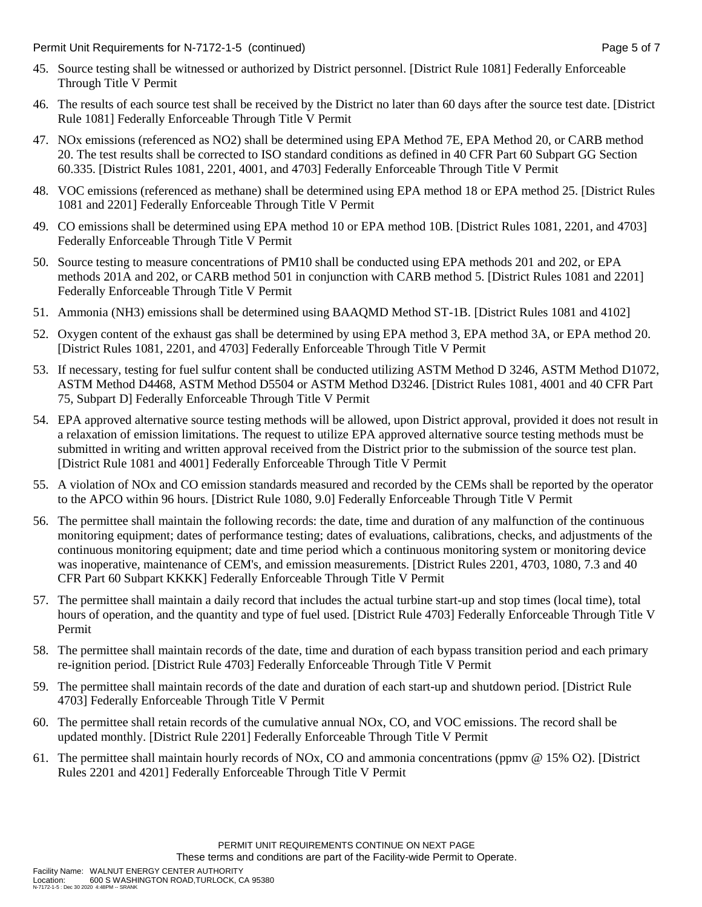45. Source testing shall be witnessed or authorized by District personnel. [District Rule 1081] Federally Enforceable Through Title V Permit

46. The results of each source test shall be received by the District no later than 60 days after the source test date. [District Rule 1081] Federally Enforceable Through Title V Permit

47. NOx emissions (referenced as $NO_2$) shall be determined using EPA Method 7E, EPA Method 20, or CARB method 20. The test results shall be corrected to ISO standard conditions as defined in 40 CFR Part 60 Subpart GG Section 60.335. [District Rules 1081, 2201, 4001, and 4703] Federally Enforceable Through Title V Permit

48. VOC emissions (referenced as methane) shall be determined using EPA method 18 or EPA method 25. [District Rules 1081 and 2201] Federally Enforceable Through Title V Permit

49. CO emissions shall be determined using EPA method 10 or EPA method 10B. [District Rules 1081, 2201, and 4703] Federally Enforceable Through Title V Permit

50. Source testing to measure concentrations of PM10 shall be conducted using EPA methods 201 and 202, or EPA methods 201A and 202, or CARB method 501 in conjunction with CARB method 5. [District Rules 1081 and 2201] Federally Enforceable Through Title V Permit

51. Ammonia ($NH_3$) emissions shall be determined using BAAQMD Method ST-1B. [District Rules 1081 and 4102]

52. Oxygen content of the exhaust gas shall be determined by using EPA method 3, EPA method 3A, or EPA method 20. [District Rules 1081, 2201, and 4703] Federally Enforceable Through Title V Permit

53. If necessary, testing for fuel sulfur content shall be conducted utilizing ASTM Method D 3246, ASTM Method D1072, ASTM Method D4468, ASTM Method D5504 or ASTM Method D3246. [District Rules 1081, 4001 and 40 CFR Part 75, Subpart D] Federally Enforceable Through Title V Permit

54. EPA approved alternative source testing methods will be allowed, upon District approval, provided it does not result in a relaxation of emission limitations. The request to utilize EPA approved alternative source testing methods must be submitted in writing and written approval received from the District prior to the submission of the source test plan. [District Rule 1081 and 4001] Federally Enforceable Through Title V Permit

55. A violation of NOx and CO emission standards measured and recorded by the CEMs shall be reported by the operator to the APCO within 96 hours. [District Rule 1080, 9.0] Federally Enforceable Through Title V Permit

56. The permittee shall maintain the following records: the date, time and duration of any malfunction of the continuous monitoring equipment; dates of performance testing; dates of evaluations, calibrations, checks, and adjustments of the continuous monitoring equipment; date and time period which a continuous monitoring system or monitoring device was inoperative, maintenance of CEM's, and emission measurements. [District Rules 2201, 4703, 1080, 7.3 and 40 CFR Part 60 Subpart KKKK] Federally Enforceable Through Title V Permit

57. The permittee shall maintain a daily record that includes the actual turbine start-up and stop times (local time), total hours of operation, and the quantity and type of fuel used. [District Rule 4703] Federally Enforceable Through Title V Permit

58. The permittee shall maintain records of the date, time and duration of each bypass transition period and each primary re-ignition period. [District Rule 4703] Federally Enforceable Through Title V Permit

59. The permittee shall maintain records of the date and duration of each start-up and shutdown period. [District Rule 4703] Federally Enforceable Through Title V Permit

60. The permittee shall retain records of the cumulative annual NOx, CO, and VOC emissions. The record shall be updated monthly. [District Rule 2201] Federally Enforceable Through Title V Permit

61. The permittee shall maintain hourly records of NOx, CO and ammonia concentrations (ppmv @ 15% $O_2$). [District Rules 2201 and 4201] Federally Enforceable Through Title V Permit

PERMIT UNIT REQUIREMENTS CONTINUE ON NEXT PAGE
These terms and conditions are part of the Facility-wide Permit to Operate.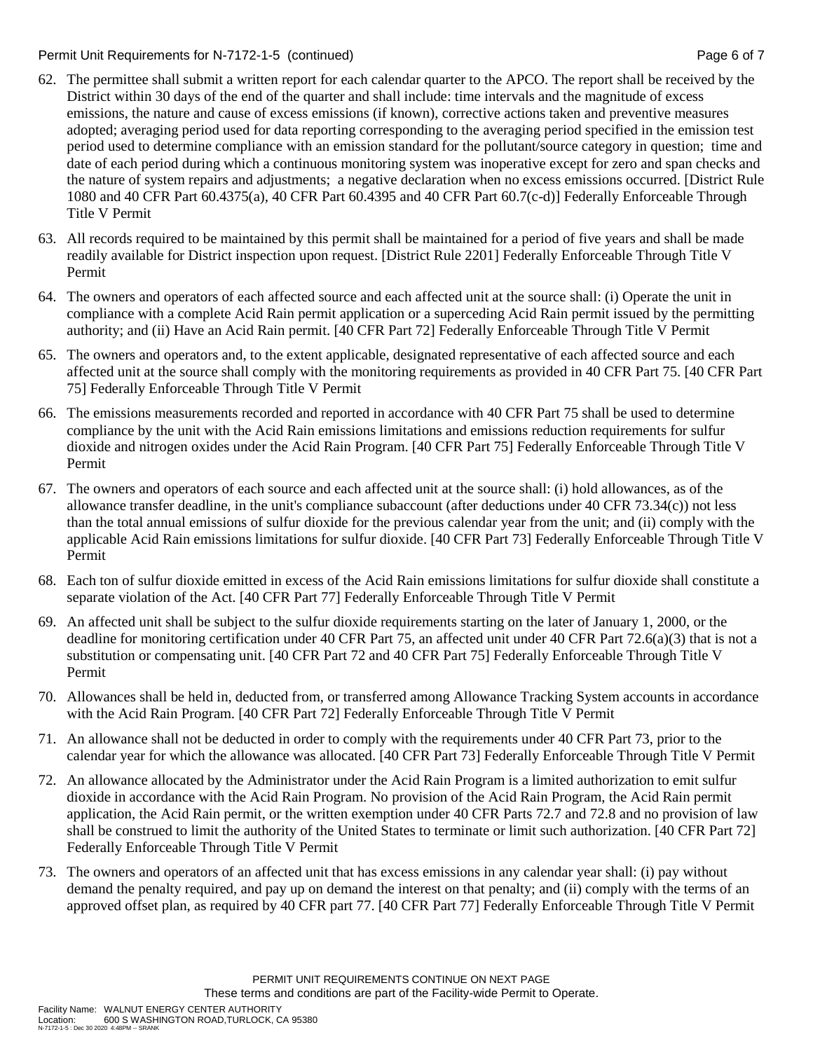62. The permittee shall submit a written report for each calendar quarter to the APCO. The report shall be received by the District within 30 days of the end of the quarter and shall include: time intervals and the magnitude of excess emissions, the nature and cause of excess emissions (if known), corrective actions taken and preventive measures adopted; averaging period used for data reporting corresponding to the averaging period specified in the emission test period used to determine compliance with an emission standard for the pollutant/source category in question; time and date of each period during which a continuous monitoring system was inoperative except for zero and span checks and the nature of system repairs and adjustments; a negative declaration when no excess emissions occurred. [District Rule 1080 and 40 CFR Part 60.4375(a), 40 CFR Part 60.4395 and 40 CFR Part 60.7(c-d)] Federally Enforceable Through Title V Permit

63. All records required to be maintained by this permit shall be maintained for a period of five years and shall be made readily available for District inspection upon request. [District Rule 2201] Federally Enforceable Through Title V Permit

64. The owners and operators of each affected source and each affected unit at the source shall: (i) Operate the unit in compliance with a complete Acid Rain permit application or a superceding Acid Rain permit issued by the permitting authority; and (ii) Have an Acid Rain permit. [40 CFR Part 72] Federally Enforceable Through Title V Permit

65. The owners and operators and, to the extent applicable, designated representative of each affected source and each affected unit at the source shall comply with the monitoring requirements as provided in 40 CFR Part 75. [40 CFR Part 75] Federally Enforceable Through Title V Permit

66. The emissions measurements recorded and reported in accordance with 40 CFR Part 75 shall be used to determine compliance by the unit with the Acid Rain emissions limitations and emissions reduction requirements for sulfur dioxide and nitrogen oxides under the Acid Rain Program. [40 CFR Part 75] Federally Enforceable Through Title V Permit

67. The owners and operators of each source and each affected unit at the source shall: (i) hold allowances, as of the allowance transfer deadline, in the unit's compliance subaccount (after deductions under 40 CFR 73.34(c)) not less than the total annual emissions of sulfur dioxide for the previous calendar year from the unit; and (ii) comply with the applicable Acid Rain emissions limitations for sulfur dioxide. [40 CFR Part 73] Federally Enforceable Through Title V Permit

68. Each ton of sulfur dioxide emitted in excess of the Acid Rain emissions limitations for sulfur dioxide shall constitute a separate violation of the Act. [40 CFR Part 77] Federally Enforceable Through Title V Permit

69. An affected unit shall be subject to the sulfur dioxide requirements starting on the later of January 1, 2000, or the deadline for monitoring certification under 40 CFR Part 75, an affected unit under 40 CFR Part 72.6(a)(3) that is not a substitution or compensating unit. [40 CFR Part 72 and 40 CFR Part 75] Federally Enforceable Through Title V Permit

70. Allowances shall be held in, deducted from, or transferred among Allowance Tracking System accounts in accordance with the Acid Rain Program. [40 CFR Part 72] Federally Enforceable Through Title V Permit

71. An allowance shall not be deducted in order to comply with the requirements under 40 CFR Part 73, prior to the calendar year for which the allowance was allocated. [40 CFR Part 73] Federally Enforceable Through Title V Permit

72. An allowance allocated by the Administrator under the Acid Rain Program is a limited authorization to emit sulfur dioxide in accordance with the Acid Rain Program. No provision of the Acid Rain Program, the Acid Rain permit application, the Acid Rain permit, or the written exemption under 40 CFR Parts 72.7 and 72.8 and no provision of law shall be construed to limit the authority of the United States to terminate or limit such authorization. [40 CFR Part 72] Federally Enforceable Through Title V Permit

73. The owners and operators of an affected unit that has excess emissions in any calendar year shall: (i) pay without demand the penalty required, and pay up on demand the interest on that penalty; and (ii) comply with the terms of an approved offset plan, as required by 40 CFR part 77. [40 CFR Part 77] Federally Enforceable Through Title V Permit

PERMIT UNIT REQUIREMENTS CONTINUE ON NEXT PAGE
These terms and conditions are part of the Facility-wide Permit to Operate.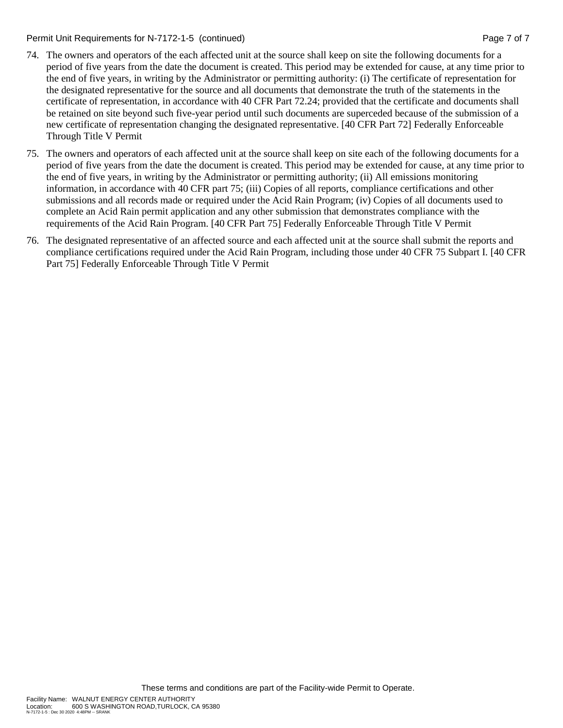74. The owners and operators of the each affected unit at the source shall keep on site the following documents for a period of five years from the date the document is created. This period may be extended for cause, at any time prior to the end of five years, in writing by the Administrator or permitting authority: (i) The certificate of representation for the designated representative for the source and all documents that demonstrate the truth of the statements in the certificate of representation, in accordance with 40 CFR Part 72.24; provided that the certificate and documents shall be retained on site beyond such five-year period until such documents are superceded because of the submission of a new certificate of representation changing the designated representative. [40 CFR Part 72] Federally Enforceable Through Title V Permit

75. The owners and operators of each affected unit at the source shall keep on site each of the following documents for a period of five years from the date the document is created. This period may be extended for cause, at any time prior to the end of five years, in writing by the Administrator or permitting authority; (ii) All emissions monitoring information, in accordance with 40 CFR part 75; (iii) Copies of all reports, compliance certifications and other submissions and all records made or required under the Acid Rain Program; (iv) Copies of all documents used to complete an Acid Rain permit application and any other submission that demonstrates compliance with the requirements of the Acid Rain Program. [40 CFR Part 75] Federally Enforceable Through Title V Permit

76. The designated representative of an affected source and each affected unit at the source shall submit the reports and compliance certifications required under the Acid Rain Program, including those under 40 CFR 75 Subpart I. [40 CFR Part 75] Federally Enforceable Through Title V Permit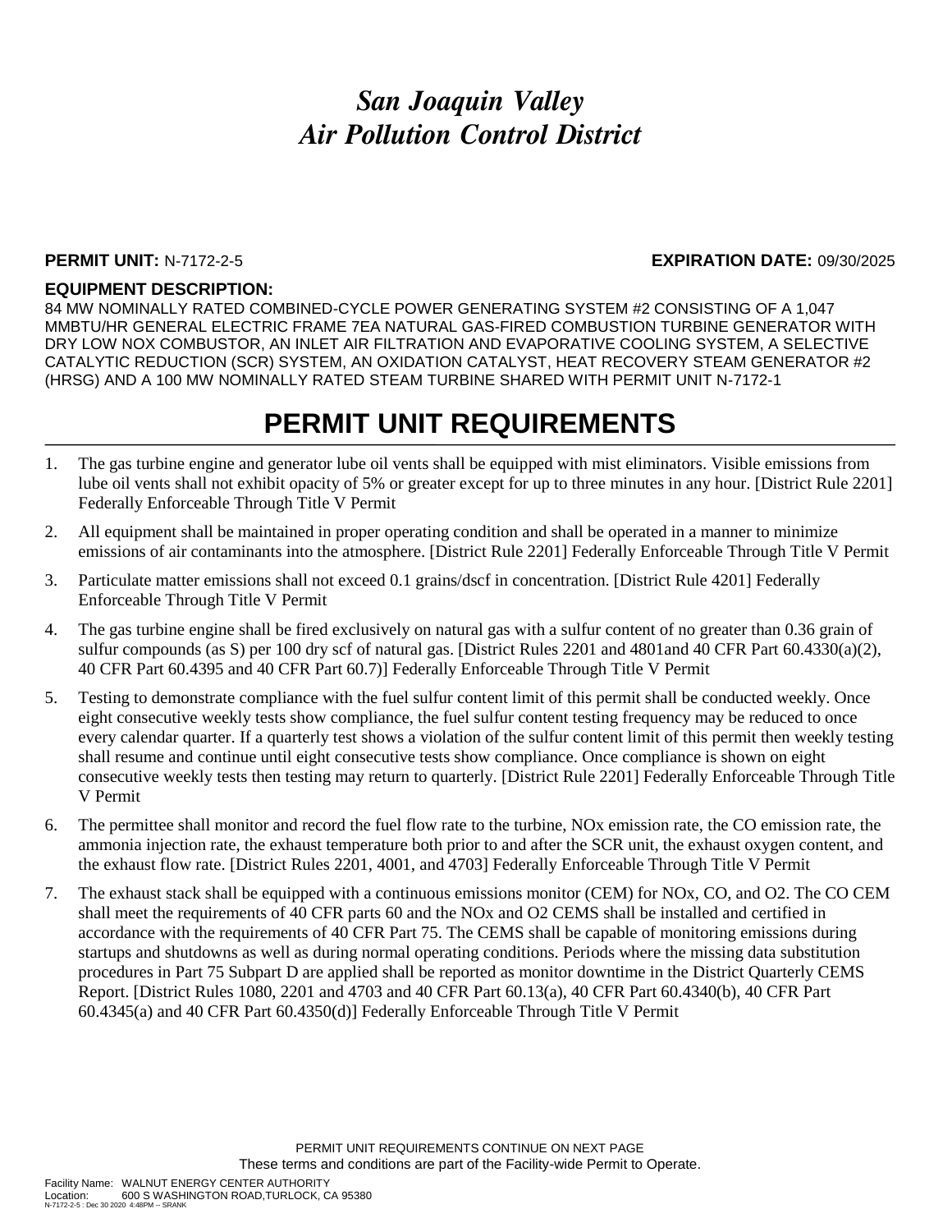# *San Joaquin Valley Air Pollution Control District*

**PERMIT UNIT:** N-7172-2-5 **EXPIRATION DATE:** 09/30/2025

**EQUIPMENT DESCRIPTION:**

84 MW NOMINALLY RATED COMBINED-CYCLE POWER GENERATING SYSTEM #2 CONSISTING OF A 1,047 MMBTU/HR GENERAL ELECTRIC FRAME 7EA NATURAL GAS-FIRED COMBUSTION TURBINE GENERATOR WITH DRY LOW NOX COMBUSTOR, AN INLET AIR FILTRATION AND EVAPORATIVE COOLING SYSTEM, A SELECTIVE CATALYTIC REDUCTION (SCR) SYSTEM, AN OXIDATION CATALYST, HEAT RECOVERY STEAM GENERATOR #2 (HRSG) AND A 100 MW NOMINALLY RATED STEAM TURBINE SHARED WITH PERMIT UNIT N-7172-1

# PERMIT UNIT REQUIREMENTS

1. The gas turbine engine and generator lube oil vents shall be equipped with mist eliminators. Visible emissions from lube oil vents shall not exhibit opacity of 5% or greater except for up to three minutes in any hour. [District Rule 2201] Federally Enforceable Through Title V Permit

2. All equipment shall be maintained in proper operating condition and shall be operated in a manner to minimize emissions of air contaminants into the atmosphere. [District Rule 2201] Federally Enforceable Through Title V Permit

3. Particulate matter emissions shall not exceed 0.1 grains/dscf in concentration. [District Rule 4201] Federally Enforceable Through Title V Permit

4. The gas turbine engine shall be fired exclusively on natural gas with a sulfur content of no greater than 0.36 grain of sulfur compounds (as S) per 100 dry scf of natural gas. [District Rules 2201 and 4801and 40 CFR Part 60.4330(a)(2), 40 CFR Part 60.4395 and 40 CFR Part 60.7)] Federally Enforceable Through Title V Permit

5. Testing to demonstrate compliance with the fuel sulfur content limit of this permit shall be conducted weekly. Once eight consecutive weekly tests show compliance, the fuel sulfur content testing frequency may be reduced to once every calendar quarter. If a quarterly test shows a violation of the sulfur content limit of this permit then weekly testing shall resume and continue until eight consecutive tests show compliance. Once compliance is shown on eight consecutive weekly tests then testing may return to quarterly. [District Rule 2201] Federally Enforceable Through Title V Permit

6. The permittee shall monitor and record the fuel flow rate to the turbine, NOx emission rate, the CO emission rate, the ammonia injection rate, the exhaust temperature both prior to and after the SCR unit, the exhaust oxygen content, and the exhaust flow rate. [District Rules 2201, 4001, and 4703] Federally Enforceable Through Title V Permit

7. The exhaust stack shall be equipped with a continuous emissions monitor (CEM) for NOx, CO, and O2. The CO CEM shall meet the requirements of 40 CFR parts 60 and the NOx and O2 CEMS shall be installed and certified in accordance with the requirements of 40 CFR Part 75. The CEMS shall be capable of monitoring emissions during startups and shutdowns as well as during normal operating conditions. Periods where the missing data substitution procedures in Part 75 Subpart D are applied shall be reported as monitor downtime in the District Quarterly CEMS Report. [District Rules 1080, 2201 and 4703 and 40 CFR Part 60.13(a), 40 CFR Part 60.4340(b), 40 CFR Part 60.4345(a) and 40 CFR Part 60.4350(d)] Federally Enforceable Through Title V Permit

PERMIT UNIT REQUIREMENTS CONTINUE ON NEXT PAGE

These terms and conditions are part of the Facility-wide Permit to Operate.

Facility Name: WALNUT ENERGY CENTER AUTHORITY
Location: 600 S WASHINGTON ROAD,TURLOCK, CA 95380
N-7172-2-5 : Dec 30 2020 4:48PM -- SRANK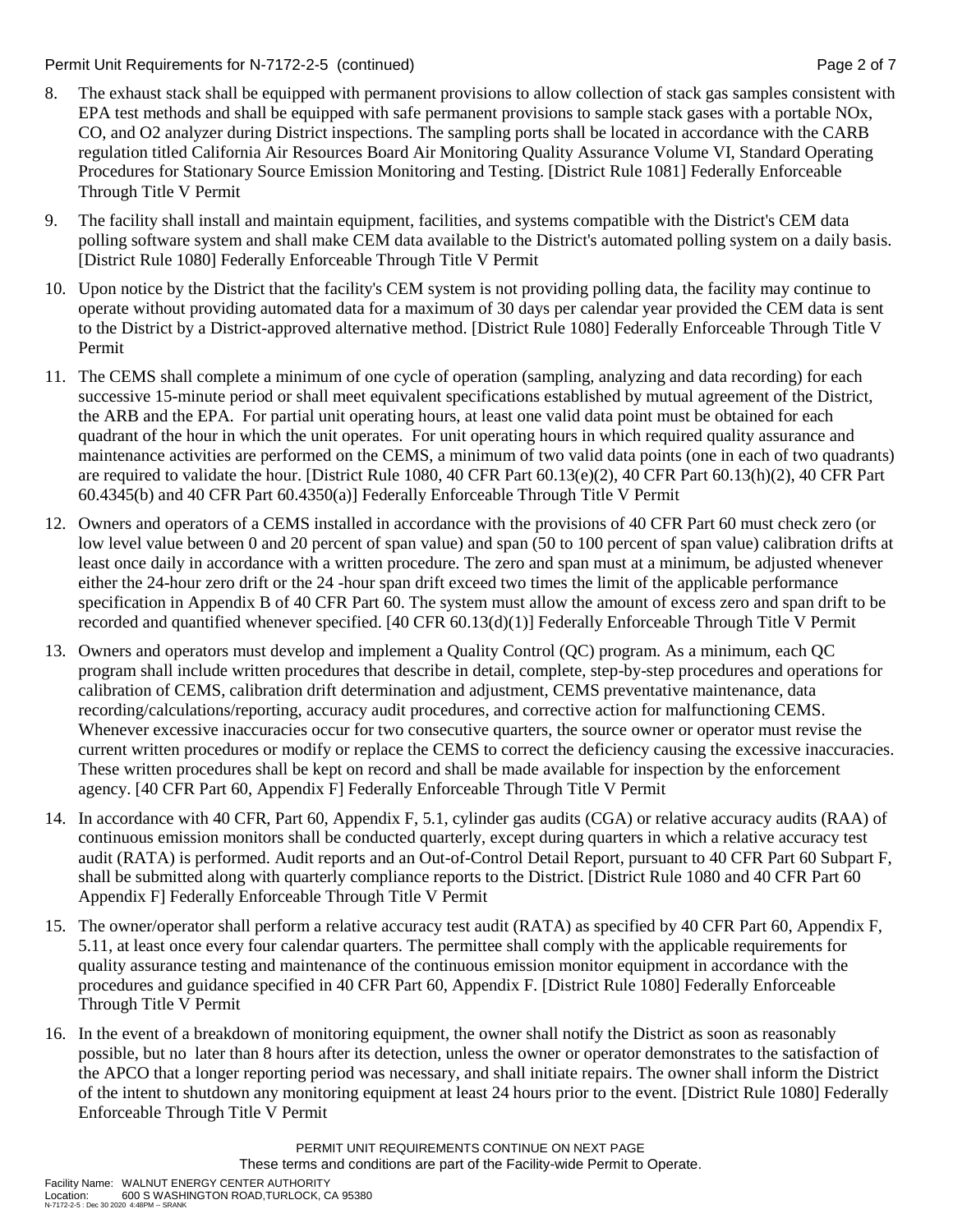8. The exhaust stack shall be equipped with permanent provisions to allow collection of stack gas samples consistent with EPA test methods and shall be equipped with safe permanent provisions to sample stack gases with a portable NOx, CO, and O2 analyzer during District inspections. The sampling ports shall be located in accordance with the CARB regulation titled California Air Resources Board Air Monitoring Quality Assurance Volume VI, Standard Operating Procedures for Stationary Source Emission Monitoring and Testing. [District Rule 1081] Federally Enforceable Through Title V Permit

9. The facility shall install and maintain equipment, facilities, and systems compatible with the District's CEM data polling software system and shall make CEM data available to the District's automated polling system on a daily basis. [District Rule 1080] Federally Enforceable Through Title V Permit

10. Upon notice by the District that the facility's CEM system is not providing polling data, the facility may continue to operate without providing automated data for a maximum of 30 days per calendar year provided the CEM data is sent to the District by a District-approved alternative method. [District Rule 1080] Federally Enforceable Through Title V Permit

11. The CEMS shall complete a minimum of one cycle of operation (sampling, analyzing and data recording) for each successive 15-minute period or shall meet equivalent specifications established by mutual agreement of the District, the ARB and the EPA. For partial unit operating hours, at least one valid data point must be obtained for each quadrant of the hour in which the unit operates. For unit operating hours in which required quality assurance and maintenance activities are performed on the CEMS, a minimum of two valid data points (one in each of two quadrants) are required to validate the hour. [District Rule 1080, 40 CFR Part 60.13(e)(2), 40 CFR Part 60.13(h)(2), 40 CFR Part 60.4345(b) and 40 CFR Part 60.4350(a)] Federally Enforceable Through Title V Permit

12. Owners and operators of a CEMS installed in accordance with the provisions of 40 CFR Part 60 must check zero (or low level value between 0 and 20 percent of span value) and span (50 to 100 percent of span value) calibration drifts at least once daily in accordance with a written procedure. The zero and span must at a minimum, be adjusted whenever either the 24-hour zero drift or the 24 -hour span drift exceed two times the limit of the applicable performance specification in Appendix B of 40 CFR Part 60. The system must allow the amount of excess zero and span drift to be recorded and quantified whenever specified. [40 CFR 60.13(d)(1)] Federally Enforceable Through Title V Permit

13. Owners and operators must develop and implement a Quality Control (QC) program. As a minimum, each QC program shall include written procedures that describe in detail, complete, step-by-step procedures and operations for calibration of CEMS, calibration drift determination and adjustment, CEMS preventative maintenance, data recording/calculations/reporting, accuracy audit procedures, and corrective action for malfunctioning CEMS. Whenever excessive inaccuracies occur for two consecutive quarters, the source owner or operator must revise the current written procedures or modify or replace the CEMS to correct the deficiency causing the excessive inaccuracies. These written procedures shall be kept on record and shall be made available for inspection by the enforcement agency. [40 CFR Part 60, Appendix F] Federally Enforceable Through Title V Permit

14. In accordance with 40 CFR, Part 60, Appendix F, 5.1, cylinder gas audits (CGA) or relative accuracy audits (RAA) of continuous emission monitors shall be conducted quarterly, except during quarters in which a relative accuracy test audit (RATA) is performed. Audit reports and an Out-of-Control Detail Report, pursuant to 40 CFR Part 60 Subpart F, shall be submitted along with quarterly compliance reports to the District. [District Rule 1080 and 40 CFR Part 60 Appendix F] Federally Enforceable Through Title V Permit

15. The owner/operator shall perform a relative accuracy test audit (RATA) as specified by 40 CFR Part 60, Appendix F, 5.11, at least once every four calendar quarters. The permittee shall comply with the applicable requirements for quality assurance testing and maintenance of the continuous emission monitor equipment in accordance with the procedures and guidance specified in 40 CFR Part 60, Appendix F. [District Rule 1080] Federally Enforceable Through Title V Permit

16. In the event of a breakdown of monitoring equipment, the owner shall notify the District as soon as reasonably possible, but no later than 8 hours after its detection, unless the owner or operator demonstrates to the satisfaction of the APCO that a longer reporting period was necessary, and shall initiate repairs. The owner shall inform the District of the intent to shutdown any monitoring equipment at least 24 hours prior to the event. [District Rule 1080] Federally Enforceable Through Title V Permit

PERMIT UNIT REQUIREMENTS CONTINUE ON NEXT PAGE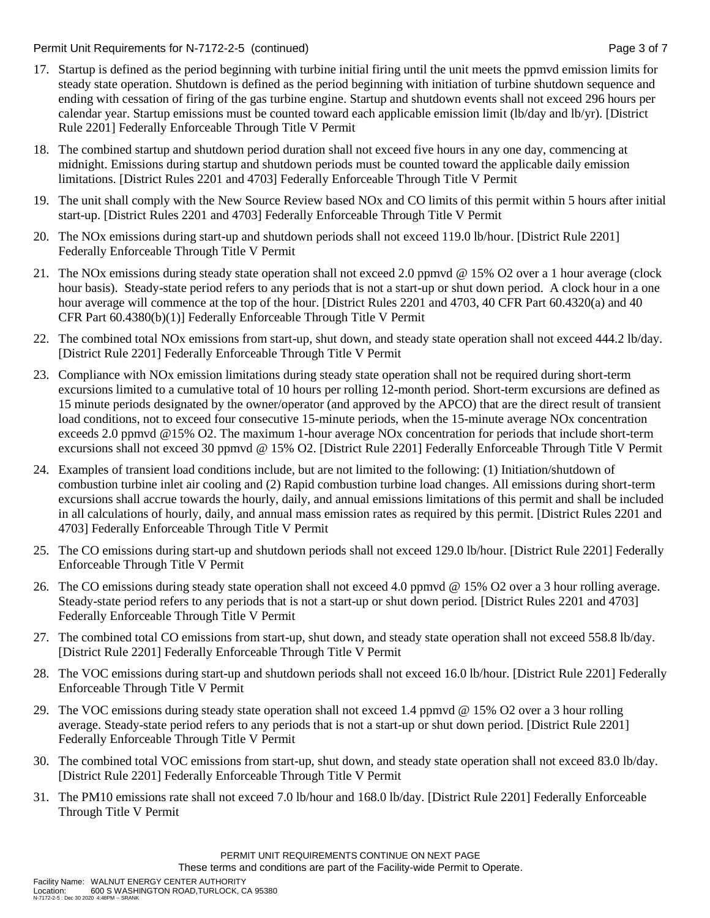17. Startup is defined as the period beginning with turbine initial firing until the unit meets the ppmvd emission limits for steady state operation. Shutdown is defined as the period beginning with initiation of turbine shutdown sequence and ending with cessation of firing of the gas turbine engine. Startup and shutdown events shall not exceed 296 hours per calendar year. Startup emissions must be counted toward each applicable emission limit (lb/day and lb/yr). [District Rule 2201] Federally Enforceable Through Title V Permit

18. The combined startup and shutdown period duration shall not exceed five hours in any one day, commencing at midnight. Emissions during startup and shutdown periods must be counted toward the applicable daily emission limitations. [District Rules 2201 and 4703] Federally Enforceable Through Title V Permit

19. The unit shall comply with the New Source Review based NOx and CO limits of this permit within 5 hours after initial start-up. [District Rules 2201 and 4703] Federally Enforceable Through Title V Permit

20. The NOx emissions during start-up and shutdown periods shall not exceed 119.0 lb/hour. [District Rule 2201] Federally Enforceable Through Title V Permit

21. The NOx emissions during steady state operation shall not exceed 2.0 ppmvd @ 15% O2 over a 1 hour average (clock hour basis). Steady-state period refers to any periods that is not a start-up or shut down period. A clock hour in a one hour average will commence at the top of the hour. [District Rules 2201 and 4703, 40 CFR Part 60.4320(a) and 40 CFR Part 60.4380(b)(1)] Federally Enforceable Through Title V Permit

22. The combined total NOx emissions from start-up, shut down, and steady state operation shall not exceed 444.2 lb/day. [District Rule 2201] Federally Enforceable Through Title V Permit

23. Compliance with NOx emission limitations during steady state operation shall not be required during short-term excursions limited to a cumulative total of 10 hours per rolling 12-month period. Short-term excursions are defined as 15 minute periods designated by the owner/operator (and approved by the APCO) that are the direct result of transient load conditions, not to exceed four consecutive 15-minute periods, when the 15-minute average NOx concentration exceeds 2.0 ppmvd @15% O2. The maximum 1-hour average NOx concentration for periods that include short-term excursions shall not exceed 30 ppmvd @ 15% O2. [District Rule 2201] Federally Enforceable Through Title V Permit

24. Examples of transient load conditions include, but are not limited to the following: (1) Initiation/shutdown of combustion turbine inlet air cooling and (2) Rapid combustion turbine load changes. All emissions during short-term excursions shall accrue towards the hourly, daily, and annual emissions limitations of this permit and shall be included in all calculations of hourly, daily, and annual mass emission rates as required by this permit. [District Rules 2201 and 4703] Federally Enforceable Through Title V Permit

25. The CO emissions during start-up and shutdown periods shall not exceed 129.0 lb/hour. [District Rule 2201] Federally Enforceable Through Title V Permit

26. The CO emissions during steady state operation shall not exceed 4.0 ppmvd @ 15% O2 over a 3 hour rolling average. Steady-state period refers to any periods that is not a start-up or shut down period. [District Rules 2201 and 4703] Federally Enforceable Through Title V Permit

27. The combined total CO emissions from start-up, shut down, and steady state operation shall not exceed 558.8 lb/day. [District Rule 2201] Federally Enforceable Through Title V Permit

28. The VOC emissions during start-up and shutdown periods shall not exceed 16.0 lb/hour. [District Rule 2201] Federally Enforceable Through Title V Permit

29. The VOC emissions during steady state operation shall not exceed 1.4 ppmvd @ 15% O2 over a 3 hour rolling average. Steady-state period refers to any periods that is not a start-up or shut down period. [District Rule 2201] Federally Enforceable Through Title V Permit

30. The combined total VOC emissions from start-up, shut down, and steady state operation shall not exceed 83.0 lb/day. [District Rule 2201] Federally Enforceable Through Title V Permit

31. The PM10 emissions rate shall not exceed 7.0 lb/hour and 168.0 lb/day. [District Rule 2201] Federally Enforceable Through Title V Permit

PERMIT UNIT REQUIREMENTS CONTINUE ON NEXT PAGE

These terms and conditions are part of the Facility-wide Permit to Operate.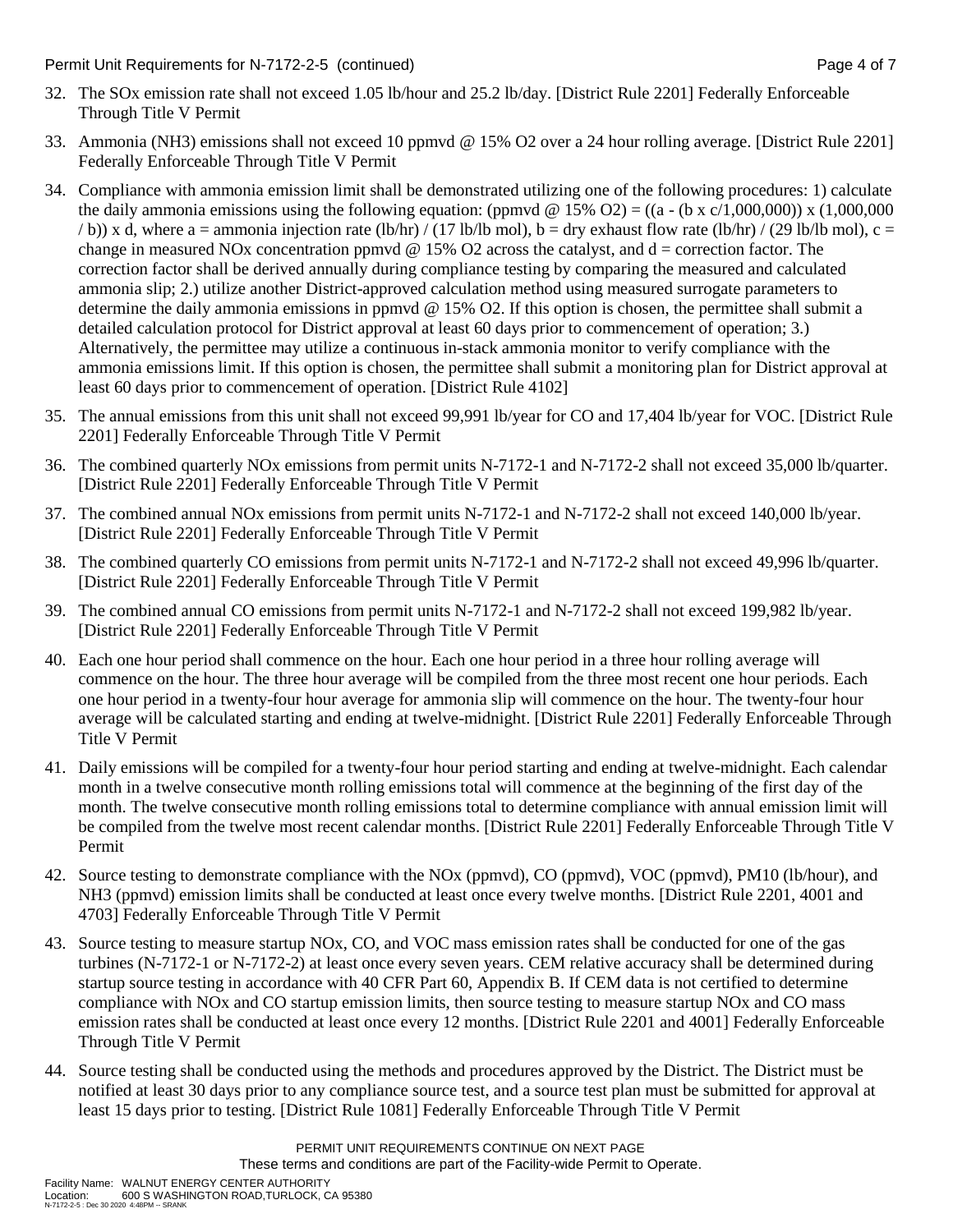32. The SOx emission rate shall not exceed 1.05 lb/hour and 25.2 lb/day. [District Rule 2201] Federally Enforceable Through Title V Permit

33. Ammonia ($NH_3$) emissions shall not exceed 10 ppmvd @ 15% $O_2$ over a 24 hour rolling average. [District Rule 2201] Federally Enforceable Through Title V Permit

34. Compliance with ammonia emission limit shall be demonstrated utilizing one of the following procedures: 1) calculate the daily ammonia emissions using the following equation: (ppmvd @ 15% $O_2$) = ((a - (b x c/1,000,000)) x (1,000,000 / b)) x d, where a = ammonia injection rate (lb/hr) / (17 lb/lb mol), b = dry exhaust flow rate (lb/hr) / (29 lb/lb mol), c = change in measured NOx concentration ppmvd @ 15% $O_2$ across the catalyst, and d = correction factor. The correction factor shall be derived annually during compliance testing by comparing the measured and calculated ammonia slip; 2.) utilize another District-approved calculation method using measured surrogate parameters to determine the daily ammonia emissions in ppmvd @ 15% $O_2$. If this option is chosen, the permittee shall submit a detailed calculation protocol for District approval at least 60 days prior to commencement of operation; 3.) Alternatively, the permittee may utilize a continuous in-stack ammonia monitor to verify compliance with the ammonia emissions limit. If this option is chosen, the permittee shall submit a monitoring plan for District approval at least 60 days prior to commencement of operation. [District Rule 4102]

35. The annual emissions from this unit shall not exceed 99,991 lb/year for CO and 17,404 lb/year for VOC. [District Rule 2201] Federally Enforceable Through Title V Permit

36. The combined quarterly NOx emissions from permit units N-7172-1 and N-7172-2 shall not exceed 35,000 lb/quarter. [District Rule 2201] Federally Enforceable Through Title V Permit

37. The combined annual NOx emissions from permit units N-7172-1 and N-7172-2 shall not exceed 140,000 lb/year. [District Rule 2201] Federally Enforceable Through Title V Permit

38. The combined quarterly CO emissions from permit units N-7172-1 and N-7172-2 shall not exceed 49,996 lb/quarter. [District Rule 2201] Federally Enforceable Through Title V Permit

39. The combined annual CO emissions from permit units N-7172-1 and N-7172-2 shall not exceed 199,982 lb/year. [District Rule 2201] Federally Enforceable Through Title V Permit

40. Each one hour period shall commence on the hour. Each one hour period in a three hour rolling average will commence on the hour. The three hour average will be compiled from the three most recent one hour periods. Each one hour period in a twenty-four hour average for ammonia slip will commence on the hour. The twenty-four hour average will be calculated starting and ending at twelve-midnight. [District Rule 2201] Federally Enforceable Through Title V Permit

41. Daily emissions will be compiled for a twenty-four hour period starting and ending at twelve-midnight. Each calendar month in a twelve consecutive month rolling emissions total will commence at the beginning of the first day of the month. The twelve consecutive month rolling emissions total to determine compliance with annual emission limit will be compiled from the twelve most recent calendar months. [District Rule 2201] Federally Enforceable Through Title V Permit

42. Source testing to demonstrate compliance with the NOx (ppmvd), CO (ppmvd), VOC (ppmvd), PM10 (lb/hour), and NH3 (ppmvd) emission limits shall be conducted at least once every twelve months. [District Rule 2201, 4001 and 4703] Federally Enforceable Through Title V Permit

43. Source testing to measure startup NOx, CO, and VOC mass emission rates shall be conducted for one of the gas turbines (N-7172-1 or N-7172-2) at least once every seven years. CEM relative accuracy shall be determined during startup source testing in accordance with 40 CFR Part 60, Appendix B. If CEM data is not certified to determine compliance with NOx and CO startup emission limits, then source testing to measure startup NOx and CO mass emission rates shall be conducted at least once every 12 months. [District Rule 2201 and 4001] Federally Enforceable Through Title V Permit

44. Source testing shall be conducted using the methods and procedures approved by the District. The District must be notified at least 30 days prior to any compliance source test, and a source test plan must be submitted for approval at least 15 days prior to testing. [District Rule 1081] Federally Enforceable Through Title V Permit

PERMIT UNIT REQUIREMENTS CONTINUE ON NEXT PAGE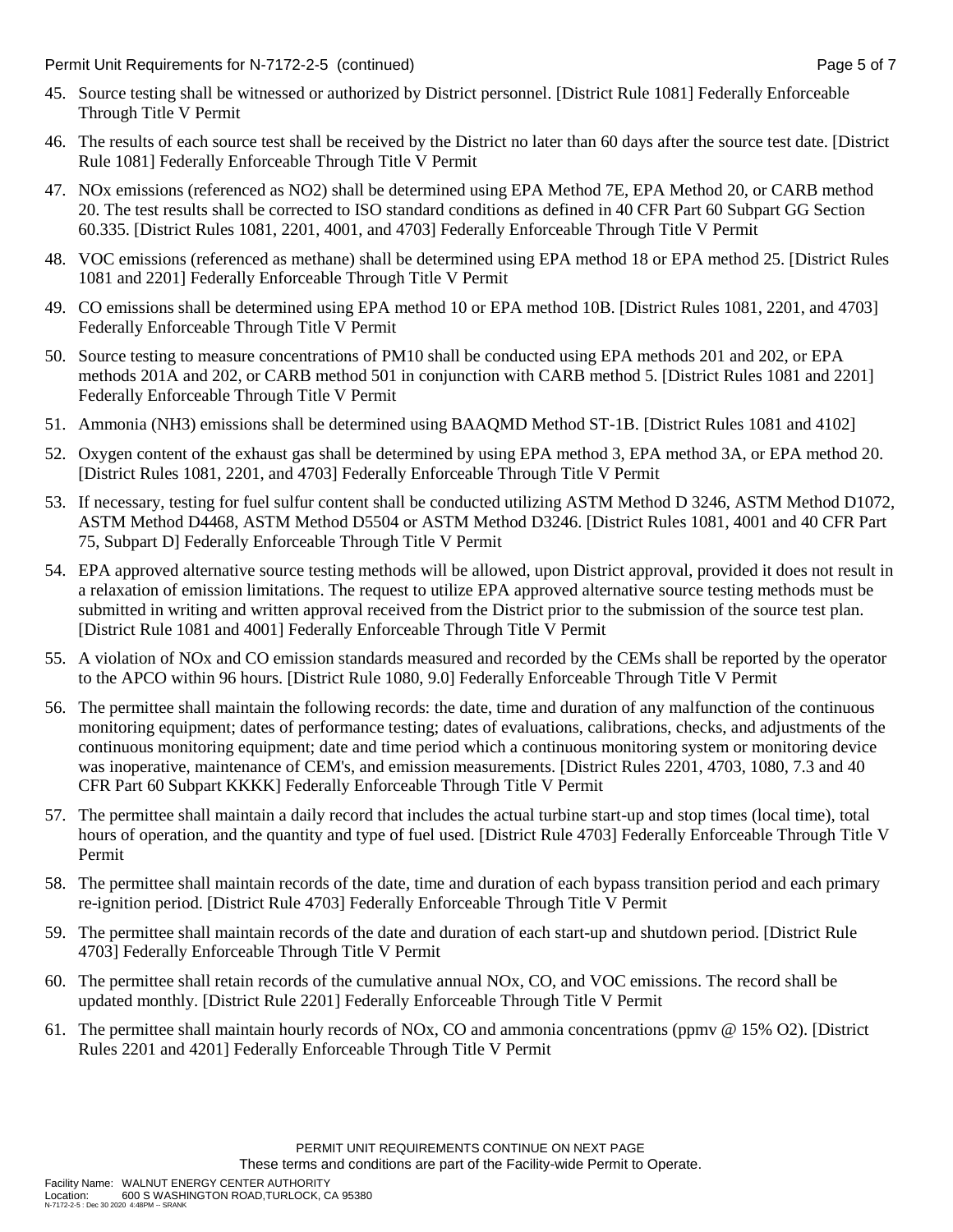45. Source testing shall be witnessed or authorized by District personnel. [District Rule 1081] Federally Enforceable Through Title V Permit

46. The results of each source test shall be received by the District no later than 60 days after the source test date. [District Rule 1081] Federally Enforceable Through Title V Permit

47. NOx emissions (referenced as $NO_2$) shall be determined using EPA Method 7E, EPA Method 20, or CARB method 20. The test results shall be corrected to ISO standard conditions as defined in 40 CFR Part 60 Subpart GG Section 60.335. [District Rules 1081, 2201, 4001, and 4703] Federally Enforceable Through Title V Permit

48. VOC emissions (referenced as methane) shall be determined using EPA method 18 or EPA method 25. [District Rules 1081 and 2201] Federally Enforceable Through Title V Permit

49. CO emissions shall be determined using EPA method 10 or EPA method 10B. [District Rules 1081, 2201, and 4703] Federally Enforceable Through Title V Permit

50. Source testing to measure concentrations of PM10 shall be conducted using EPA methods 201 and 202, or EPA methods 201A and 202, or CARB method 501 in conjunction with CARB method 5. [District Rules 1081 and 2201] Federally Enforceable Through Title V Permit

51. Ammonia ($NH_3$) emissions shall be determined using BAAQMD Method ST-1B. [District Rules 1081 and 4102]

52. Oxygen content of the exhaust gas shall be determined by using EPA method 3, EPA method 3A, or EPA method 20. [District Rules 1081, 2201, and 4703] Federally Enforceable Through Title V Permit

53. If necessary, testing for fuel sulfur content shall be conducted utilizing ASTM Method D 3246, ASTM Method D1072, ASTM Method D4468, ASTM Method D5504 or ASTM Method D3246. [District Rules 1081, 4001 and 40 CFR Part 75, Subpart D] Federally Enforceable Through Title V Permit

54. EPA approved alternative source testing methods will be allowed, upon District approval, provided it does not result in a relaxation of emission limitations. The request to utilize EPA approved alternative source testing methods must be submitted in writing and written approval received from the District prior to the submission of the source test plan. [District Rule 1081 and 4001] Federally Enforceable Through Title V Permit

55. A violation of NOx and CO emission standards measured and recorded by the CEMs shall be reported by the operator to the APCO within 96 hours. [District Rule 1080, 9.0] Federally Enforceable Through Title V Permit

56. The permittee shall maintain the following records: the date, time and duration of any malfunction of the continuous monitoring equipment; dates of performance testing; dates of evaluations, calibrations, checks, and adjustments of the continuous monitoring equipment; date and time period which a continuous monitoring system or monitoring device was inoperative, maintenance of CEM's, and emission measurements. [District Rules 2201, 4703, 1080, 7.3 and 40 CFR Part 60 Subpart KKKK] Federally Enforceable Through Title V Permit

57. The permittee shall maintain a daily record that includes the actual turbine start-up and stop times (local time), total hours of operation, and the quantity and type of fuel used. [District Rule 4703] Federally Enforceable Through Title V Permit

58. The permittee shall maintain records of the date, time and duration of each bypass transition period and each primary re-ignition period. [District Rule 4703] Federally Enforceable Through Title V Permit

59. The permittee shall maintain records of the date and duration of each start-up and shutdown period. [District Rule 4703] Federally Enforceable Through Title V Permit

60. The permittee shall retain records of the cumulative annual NOx, CO, and VOC emissions. The record shall be updated monthly. [District Rule 2201] Federally Enforceable Through Title V Permit

61. The permittee shall maintain hourly records of NOx, CO and ammonia concentrations (ppmv @ 15% $O_2$). [District Rules 2201 and 4201] Federally Enforceable Through Title V Permit

PERMIT UNIT REQUIREMENTS CONTINUE ON NEXT PAGE

These terms and conditions are part of the Facility-wide Permit to Operate.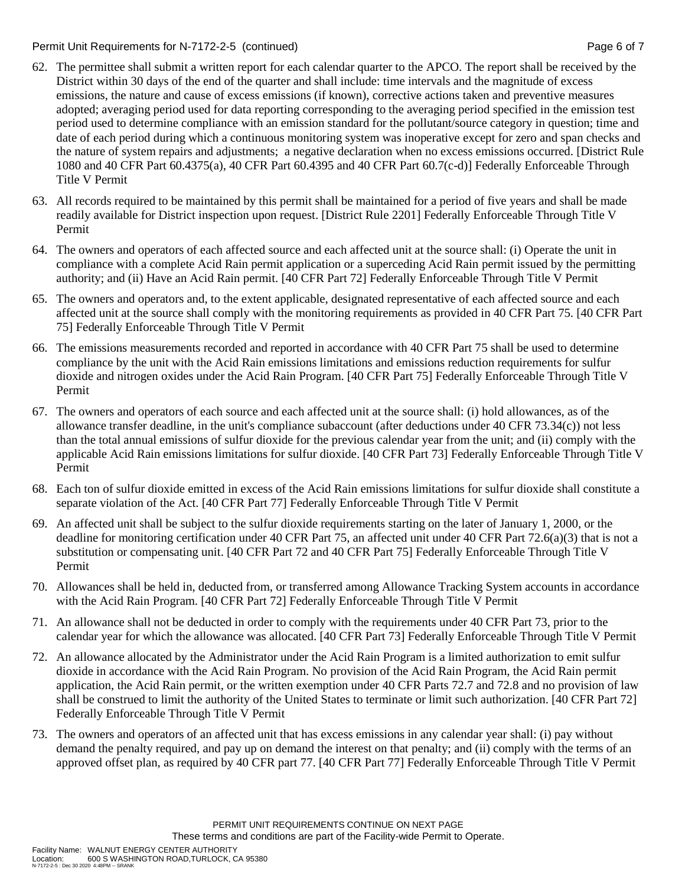62. The permittee shall submit a written report for each calendar quarter to the APCO. The report shall be received by the District within 30 days of the end of the quarter and shall include: time intervals and the magnitude of excess emissions, the nature and cause of excess emissions (if known), corrective actions taken and preventive measures adopted; averaging period used for data reporting corresponding to the averaging period specified in the emission test period used to determine compliance with an emission standard for the pollutant/source category in question; time and date of each period during which a continuous monitoring system was inoperative except for zero and span checks and the nature of system repairs and adjustments; a negative declaration when no excess emissions occurred. [District Rule 1080 and 40 CFR Part 60.4375(a), 40 CFR Part 60.4395 and 40 CFR Part 60.7(c-d)] Federally Enforceable Through Title V Permit

63. All records required to be maintained by this permit shall be maintained for a period of five years and shall be made readily available for District inspection upon request. [District Rule 2201] Federally Enforceable Through Title V Permit

64. The owners and operators of each affected source and each affected unit at the source shall: (i) Operate the unit in compliance with a complete Acid Rain permit application or a superceding Acid Rain permit issued by the permitting authority; and (ii) Have an Acid Rain permit. [40 CFR Part 72] Federally Enforceable Through Title V Permit

65. The owners and operators and, to the extent applicable, designated representative of each affected source and each affected unit at the source shall comply with the monitoring requirements as provided in 40 CFR Part 75. [40 CFR Part 75] Federally Enforceable Through Title V Permit

66. The emissions measurements recorded and reported in accordance with 40 CFR Part 75 shall be used to determine compliance by the unit with the Acid Rain emissions limitations and emissions reduction requirements for sulfur dioxide and nitrogen oxides under the Acid Rain Program. [40 CFR Part 75] Federally Enforceable Through Title V Permit

67. The owners and operators of each source and each affected unit at the source shall: (i) hold allowances, as of the allowance transfer deadline, in the unit's compliance subaccount (after deductions under 40 CFR 73.34(c)) not less than the total annual emissions of sulfur dioxide for the previous calendar year from the unit; and (ii) comply with the applicable Acid Rain emissions limitations for sulfur dioxide. [40 CFR Part 73] Federally Enforceable Through Title V Permit

68. Each ton of sulfur dioxide emitted in excess of the Acid Rain emissions limitations for sulfur dioxide shall constitute a separate violation of the Act. [40 CFR Part 77] Federally Enforceable Through Title V Permit

69. An affected unit shall be subject to the sulfur dioxide requirements starting on the later of January 1, 2000, or the deadline for monitoring certification under 40 CFR Part 75, an affected unit under 40 CFR Part 72.6(a)(3) that is not a substitution or compensating unit. [40 CFR Part 72 and 40 CFR Part 75] Federally Enforceable Through Title V Permit

70. Allowances shall be held in, deducted from, or transferred among Allowance Tracking System accounts in accordance with the Acid Rain Program. [40 CFR Part 72] Federally Enforceable Through Title V Permit

71. An allowance shall not be deducted in order to comply with the requirements under 40 CFR Part 73, prior to the calendar year for which the allowance was allocated. [40 CFR Part 73] Federally Enforceable Through Title V Permit

72. An allowance allocated by the Administrator under the Acid Rain Program is a limited authorization to emit sulfur dioxide in accordance with the Acid Rain Program. No provision of the Acid Rain Program, the Acid Rain permit application, the Acid Rain permit, or the written exemption under 40 CFR Parts 72.7 and 72.8 and no provision of law shall be construed to limit the authority of the United States to terminate or limit such authorization. [40 CFR Part 72] Federally Enforceable Through Title V Permit

73. The owners and operators of an affected unit that has excess emissions in any calendar year shall: (i) pay without demand the penalty required, and pay up on demand the interest on that penalty; and (ii) comply with the terms of an approved offset plan, as required by 40 CFR part 77. [40 CFR Part 77] Federally Enforceable Through Title V Permit

PERMIT UNIT REQUIREMENTS CONTINUE ON NEXT PAGE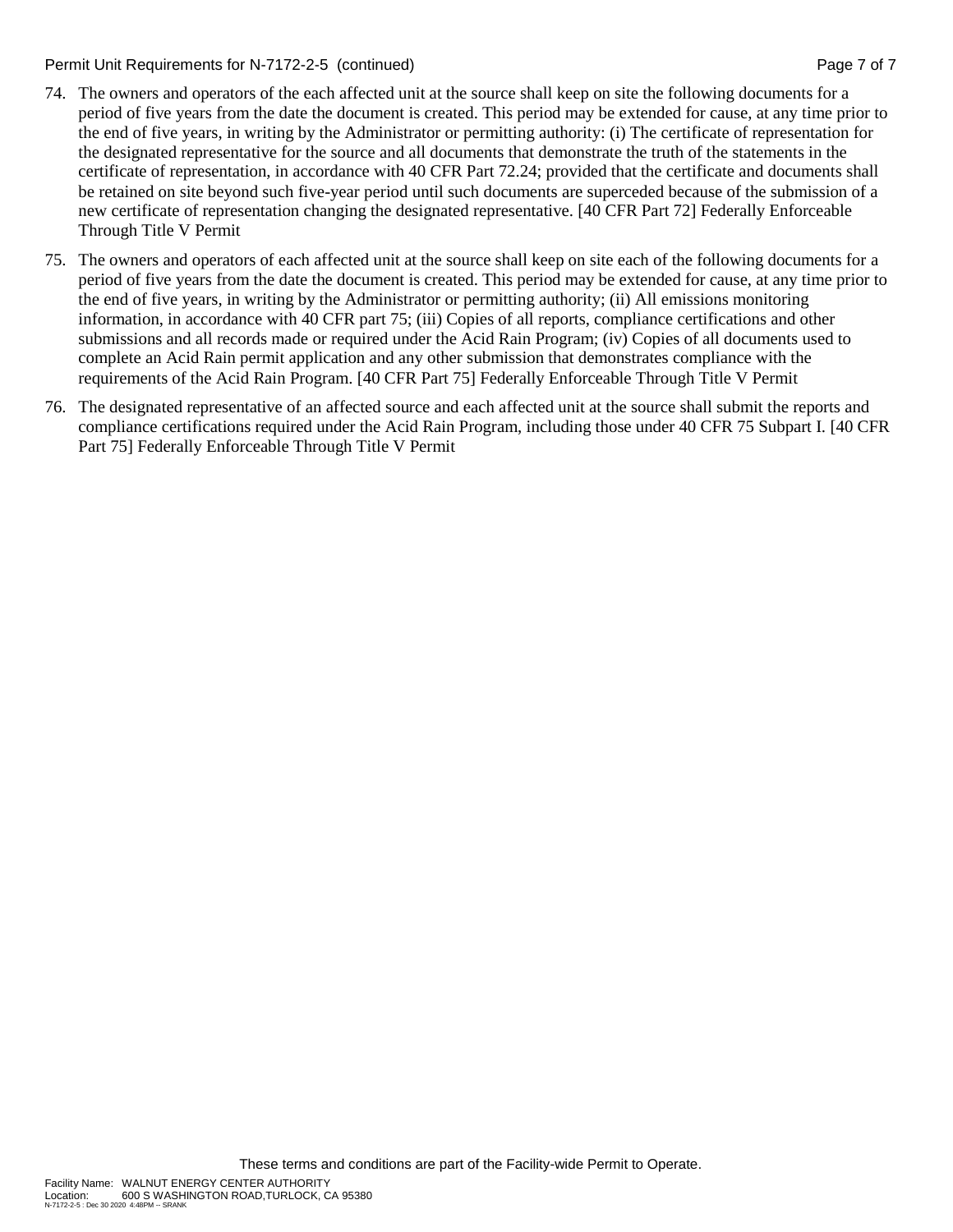74. The owners and operators of the each affected unit at the source shall keep on site the following documents for a period of five years from the date the document is created. This period may be extended for cause, at any time prior to the end of five years, in writing by the Administrator or permitting authority: (i) The certificate of representation for the designated representative for the source and all documents that demonstrate the truth of the statements in the certificate of representation, in accordance with 40 CFR Part 72.24; provided that the certificate and documents shall be retained on site beyond such five-year period until such documents are superceded because of the submission of a new certificate of representation changing the designated representative. [40 CFR Part 72] Federally Enforceable Through Title V Permit

75. The owners and operators of each affected unit at the source shall keep on site each of the following documents for a period of five years from the date the document is created. This period may be extended for cause, at any time prior to the end of five years, in writing by the Administrator or permitting authority; (ii) All emissions monitoring information, in accordance with 40 CFR part 75; (iii) Copies of all reports, compliance certifications and other submissions and all records made or required under the Acid Rain Program; (iv) Copies of all documents used to complete an Acid Rain permit application and any other submission that demonstrates compliance with the requirements of the Acid Rain Program. [40 CFR Part 75] Federally Enforceable Through Title V Permit

76. The designated representative of an affected source and each affected unit at the source shall submit the reports and compliance certifications required under the Acid Rain Program, including those under 40 CFR 75 Subpart I. [40 CFR Part 75] Federally Enforceable Through Title V Permit

These terms and conditions are part of the Facility-wide Permit to Operate.

Facility Name: WALNUT ENERGY CENTER AUTHORITY
Location: 600 S WASHINGTON ROAD,TURLOCK, CA 95380
N-7172-2-5 : Dec 30 2020 4:48PM -- SRANK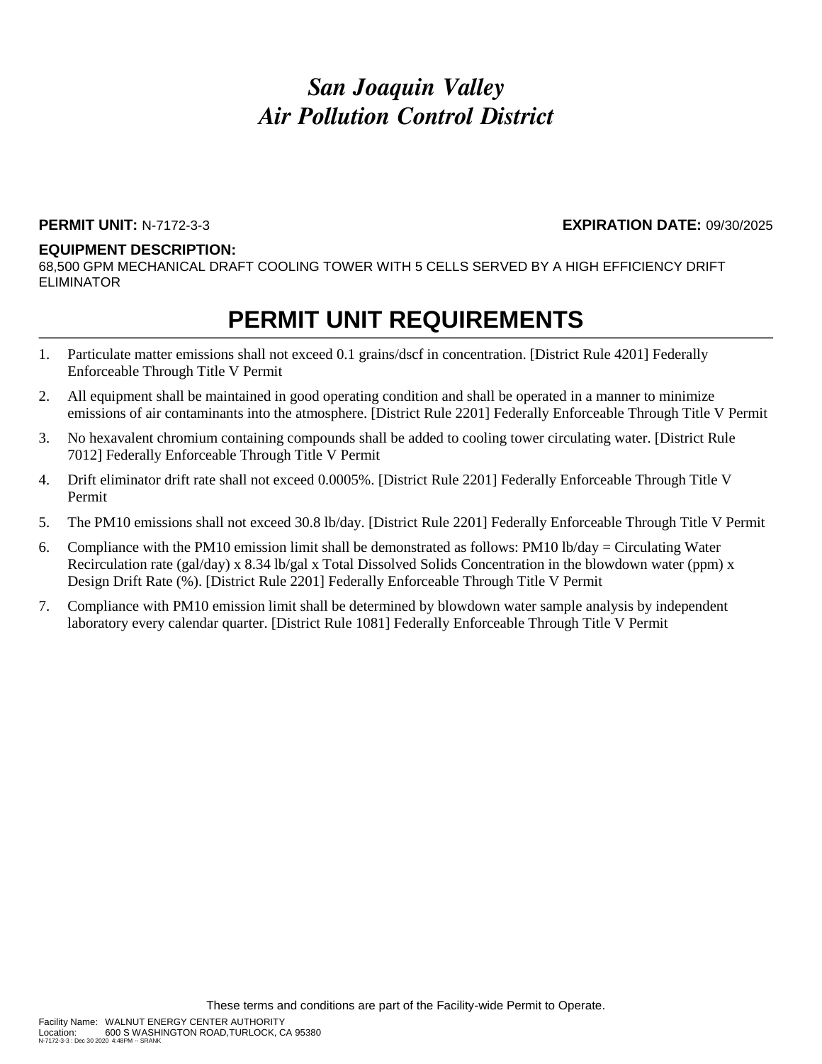# *San Joaquin Valley*
# *Air Pollution Control District*

**PERMIT UNIT:** N-7172-3-3 **EXPIRATION DATE:** 09/30/2025

**EQUIPMENT DESCRIPTION:**
68,500 GPM MECHANICAL DRAFT COOLING TOWER WITH 5 CELLS SERVED BY A HIGH EFFICIENCY DRIFT ELIMINATOR

## PERMIT UNIT REQUIREMENTS

1. Particulate matter emissions shall not exceed 0.1 grains/dscf in concentration. [District Rule 4201] Federally Enforceable Through Title V Permit
2. All equipment shall be maintained in good operating condition and shall be operated in a manner to minimize emissions of air contaminants into the atmosphere. [District Rule 2201] Federally Enforceable Through Title V Permit
3. No hexavalent chromium containing compounds shall be added to cooling tower circulating water. [District Rule 7012] Federally Enforceable Through Title V Permit
4. Drift eliminator drift rate shall not exceed 0.0005%. [District Rule 2201] Federally Enforceable Through Title V Permit
5. The PM10 emissions shall not exceed 30.8 lb/day. [District Rule 2201] Federally Enforceable Through Title V Permit
6. Compliance with the PM10 emission limit shall be demonstrated as follows: PM10 lb/day = Circulating Water Recirculation rate (gal/day) x 8.34 lb/gal x Total Dissolved Solids Concentration in the blowdown water (ppm) x Design Drift Rate (%). [District Rule 2201] Federally Enforceable Through Title V Permit
7. Compliance with PM10 emission limit shall be determined by blowdown water sample analysis by independent laboratory every calendar quarter. [District Rule 1081] Federally Enforceable Through Title V Permit

These terms and conditions are part of the Facility-wide Permit to Operate.

Facility Name: WALNUT ENERGY CENTER AUTHORITY
Location: 600 S WASHINGTON ROAD,TURLOCK, CA 95380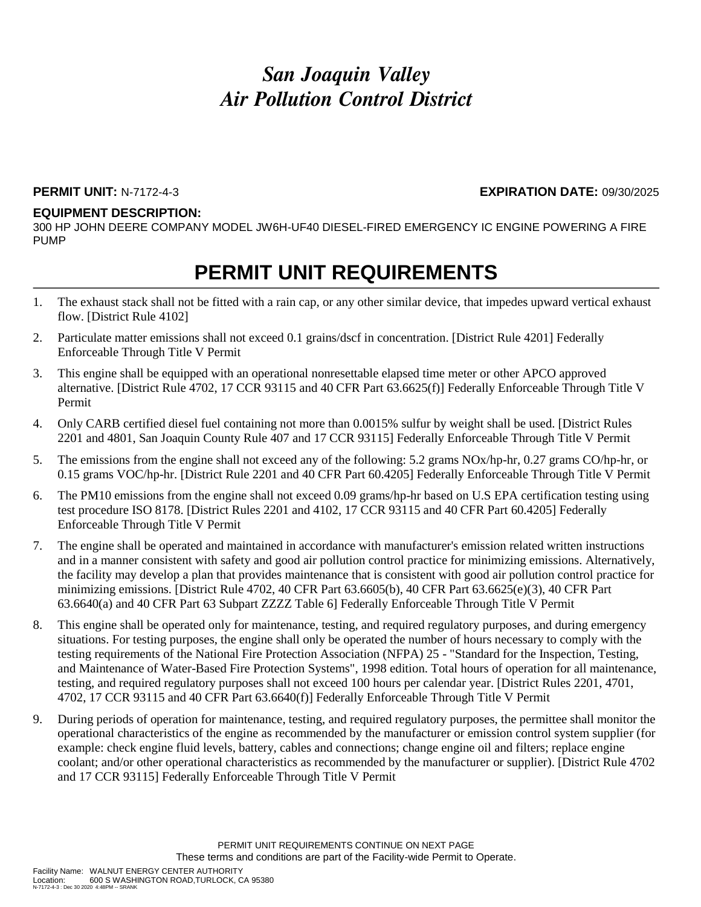# *San Joaquin Valley Air Pollution Control District*

**PERMIT UNIT:** N-7172-4-3 **EXPIRATION DATE:** 09/30/2025

**EQUIPMENT DESCRIPTION:**
300 HP JOHN DEERE COMPANY MODEL JW6H-UF40 DIESEL-FIRED EMERGENCY IC ENGINE POWERING A FIRE PUMP

## PERMIT UNIT REQUIREMENTS

1. The exhaust stack shall not be fitted with a rain cap, or any other similar device, that impedes upward vertical exhaust flow. [District Rule 4102]
2. Particulate matter emissions shall not exceed 0.1 grains/dscf in concentration. [District Rule 4201] Federally Enforceable Through Title V Permit
3. This engine shall be equipped with an operational nonresettable elapsed time meter or other APCO approved alternative. [District Rule 4702, 17 CCR 93115 and 40 CFR Part 63.6625(f)] Federally Enforceable Through Title V Permit
4. Only CARB certified diesel fuel containing not more than 0.0015% sulfur by weight shall be used. [District Rules 2201 and 4801, San Joaquin County Rule 407 and 17 CCR 93115] Federally Enforceable Through Title V Permit
5. The emissions from the engine shall not exceed any of the following: 5.2 grams NOx/hp-hr, 0.27 grams CO/hp-hr, or 0.15 grams VOC/hp-hr. [District Rule 2201 and 40 CFR Part 60.4205] Federally Enforceable Through Title V Permit
6. The PM10 emissions from the engine shall not exceed 0.09 grams/hp-hr based on U.S EPA certification testing using test procedure ISO 8178. [District Rules 2201 and 4102, 17 CCR 93115 and 40 CFR Part 60.4205] Federally Enforceable Through Title V Permit
7. The engine shall be operated and maintained in accordance with manufacturer's emission related written instructions and in a manner consistent with safety and good air pollution control practice for minimizing emissions. Alternatively, the facility may develop a plan that provides maintenance that is consistent with good air pollution control practice for minimizing emissions. [District Rule 4702, 40 CFR Part 63.6605(b), 40 CFR Part 63.6625(e)(3), 40 CFR Part 63.6640(a) and 40 CFR Part 63 Subpart ZZZZ Table 6] Federally Enforceable Through Title V Permit
8. This engine shall be operated only for maintenance, testing, and required regulatory purposes, and during emergency situations. For testing purposes, the engine shall only be operated the number of hours necessary to comply with the testing requirements of the National Fire Protection Association (NFPA) 25 - "Standard for the Inspection, Testing, and Maintenance of Water-Based Fire Protection Systems", 1998 edition. Total hours of operation for all maintenance, testing, and required regulatory purposes shall not exceed 100 hours per calendar year. [District Rules 2201, 4701, 4702, 17 CCR 93115 and 40 CFR Part 63.6640(f)] Federally Enforceable Through Title V Permit
9. During periods of operation for maintenance, testing, and required regulatory purposes, the permittee shall monitor the operational characteristics of the engine as recommended by the manufacturer or emission control system supplier (for example: check engine fluid levels, battery, cables and connections; change engine oil and filters; replace engine coolant; and/or other operational characteristics as recommended by the manufacturer or supplier). [District Rule 4702 and 17 CCR 93115] Federally Enforceable Through Title V Permit

PERMIT UNIT REQUIREMENTS CONTINUE ON NEXT PAGE
These terms and conditions are part of the Facility-wide Permit to Operate.

Facility Name: WALNUT ENERGY CENTER AUTHORITY
Location: 600 S WASHINGTON ROAD,TURLOCK, CA 95380
N-7172-4-3 : Dec 30 2020 4:48PM -- SRANK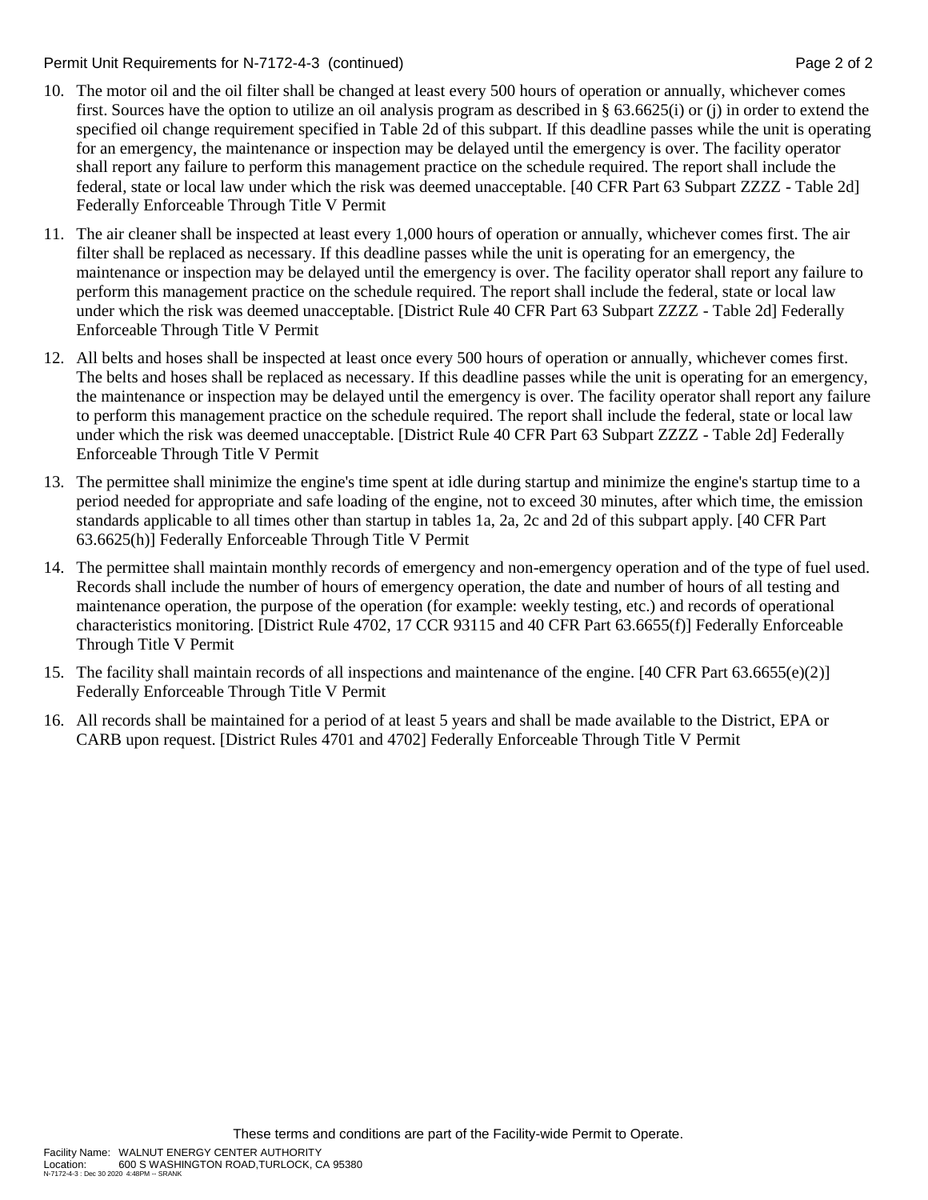Permit Unit Requirements for N-7172-4-3 (continued)

10. The motor oil and the oil filter shall be changed at least every 500 hours of operation or annually, whichever comes first. Sources have the option to utilize an oil analysis program as described in § 63.6625(i) or (j) in order to extend the specified oil change requirement specified in Table 2d of this subpart. If this deadline passes while the unit is operating for an emergency, the maintenance or inspection may be delayed until the emergency is over. The facility operator shall report any failure to perform this management practice on the schedule required. The report shall include the federal, state or local law under which the risk was deemed unacceptable. [40 CFR Part 63 Subpart ZZZZ - Table 2d] Federally Enforceable Through Title V Permit
11. The air cleaner shall be inspected at least every 1,000 hours of operation or annually, whichever comes first. The air filter shall be replaced as necessary. If this deadline passes while the unit is operating for an emergency, the maintenance or inspection may be delayed until the emergency is over. The facility operator shall report any failure to perform this management practice on the schedule required. The report shall include the federal, state or local law under which the risk was deemed unacceptable. [District Rule 40 CFR Part 63 Subpart ZZZZ - Table 2d] Federally Enforceable Through Title V Permit
12. All belts and hoses shall be inspected at least once every 500 hours of operation or annually, whichever comes first. The belts and hoses shall be replaced as necessary. If this deadline passes while the unit is operating for an emergency, the maintenance or inspection may be delayed until the emergency is over. The facility operator shall report any failure to perform this management practice on the schedule required. The report shall include the federal, state or local law under which the risk was deemed unacceptable. [District Rule 40 CFR Part 63 Subpart ZZZZ - Table 2d] Federally Enforceable Through Title V Permit
13. The permittee shall minimize the engine's time spent at idle during startup and minimize the engine's startup time to a period needed for appropriate and safe loading of the engine, not to exceed 30 minutes, after which time, the emission standards applicable to all times other than startup in tables 1a, 2a, 2c and 2d of this subpart apply. [40 CFR Part 63.6625(h)] Federally Enforceable Through Title V Permit
14. The permittee shall maintain monthly records of emergency and non-emergency operation and of the type of fuel used. Records shall include the number of hours of emergency operation, the date and number of hours of all testing and maintenance operation, the purpose of the operation (for example: weekly testing, etc.) and records of operational characteristics monitoring. [District Rule 4702, 17 CCR 93115 and 40 CFR Part 63.6655(f)] Federally Enforceable Through Title V Permit
15. The facility shall maintain records of all inspections and maintenance of the engine. [40 CFR Part 63.6655(e)(2)] Federally Enforceable Through Title V Permit
16. All records shall be maintained for a period of at least 5 years and shall be made available to the District, EPA or CARB upon request. [District Rules 4701 and 4702] Federally Enforceable Through Title V Permit

These terms and conditions are part of the Facility-wide Permit to Operate.

Facility Name: WALNUT ENERGY CENTER AUTHORITY
Location: 600 S WASHINGTON ROAD,TURLOCK, CA 95380
N-7172-4-3 : Dec 30 2020 4:48PM -- SRANK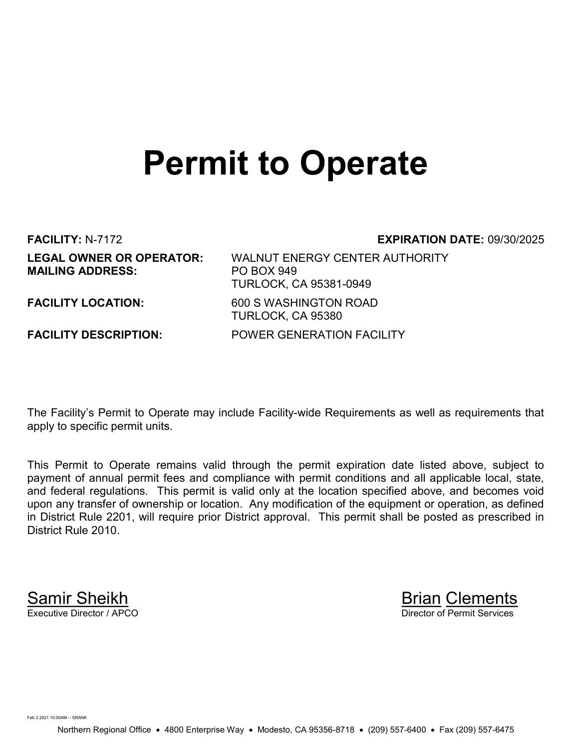# Permit to Operate

**FACILITY:** N-7172 **EXPIRATION DATE:** 09/30/2025

**LEGAL OWNER OR OPERATOR:** WALNUT ENERGY CENTER AUTHORITY
**MAILING ADDRESS:** PO BOX 949
TURLOCK, CA 95381-0949

**FACILITY LOCATION:** 600 S WASHINGTON ROAD
TURLOCK, CA 95380

**FACILITY DESCRIPTION:** POWER GENERATION FACILITY

The Facility's Permit to Operate may include Facility-wide Requirements as well as requirements that apply to specific permit units.

This Permit to Operate remains valid through the permit expiration date listed above, subject to payment of annual permit fees and compliance with permit conditions and all applicable local, state, and federal regulations. This permit is valid only at the location specified above, and becomes void upon any transfer of ownership or location. Any modification of the equipment or operation, as defined in District Rule 2201, will require prior District approval. This permit shall be posted as prescribed in District Rule 2010.

Samir Sheikh
Executive Director / APCO

Brian Clements
Director of Permit Services

Feb 3 2021 10:50AM -- SRANK

Northern Regional Office • 4800 Enterprise Way • Modesto, CA 95356-8718 • (209) 557-6400 • Fax (209) 557-6475